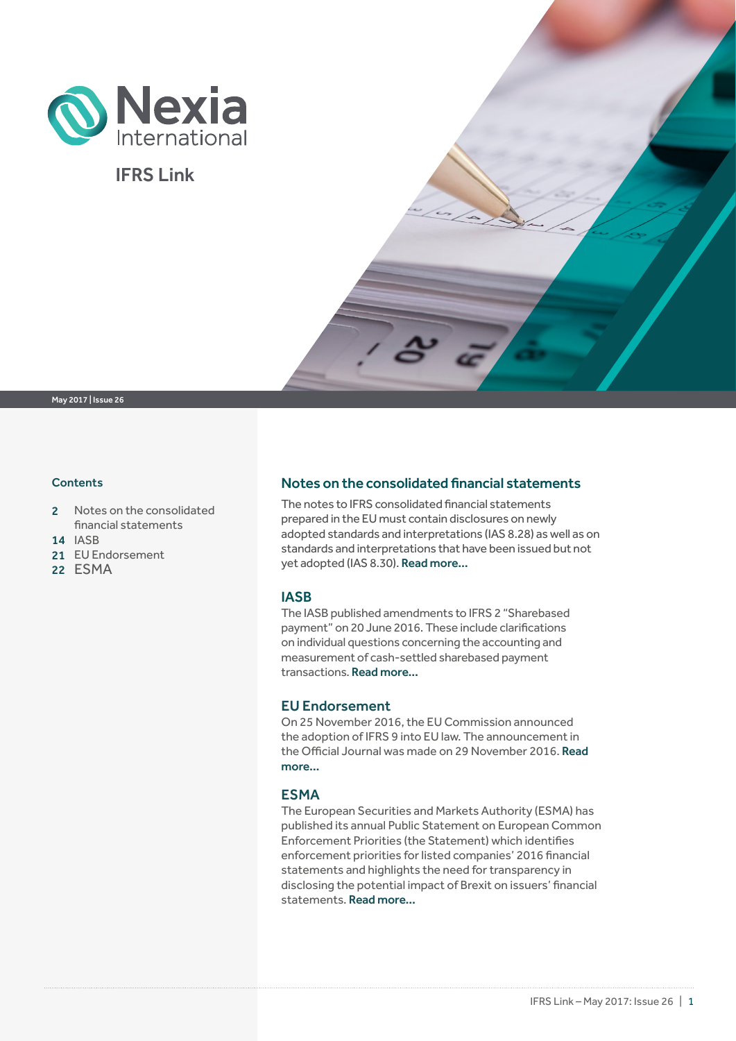Nexia International

# IFRS Link

May 2017 | Issue 26

## Contents

- 2 Notes on the consolidated financial statements
- 14 IASB
- 21 EU Endorsement
- 22 ESMA

## Notes on the consolidated financial statements

The notes to IFRS consolidated financial statements prepared in the EU must contain disclosures on newly adopted standards and interpretations (IAS 8.28) as well as on standards and interpretations that have been issued but not yet adopted (IAS 8.30). **Read more...**

### IASB

The IASB published amendments to IFRS 2 "Sharebased payment" on 20 June 2016. These include clarifications on individual questions concerning the accounting and measurement of cash-settled sharebased payment transactions. **Read more...**

### EU Endorsement

On 25 November 2016, the EU Commission announced the adoption of IFRS 9 into EU law. The announcement in the Official Journal was made on 29 November 2016. **Read more...**

### ESMA

The European Securities and Markets Authority (ESMA) has published its annual Public Statement on European Common Enforcement Priorities (the Statement) which identifies enforcement priorities for listed companies' 2016 financial statements and highlights the need for transparency in disclosing the potential impact of Brexit on issuers' financial statements. **Read more...**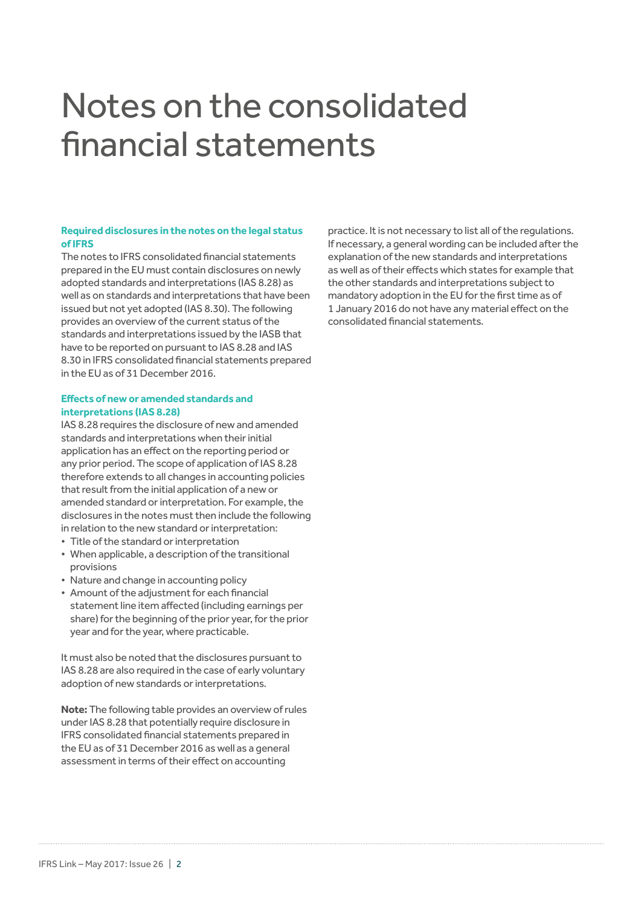# Notes on the consolidated financial statements

### Required disclosures in the notes on the legal status of IFRS

The notes to IFRS consolidated financial statements prepared in the EU must contain disclosures on newly adopted standards and interpretations (IAS 8.28) as well as on standards and interpretations that have been issued but not yet adopted (IAS 8.30). The following provides an overview of the current status of the standards and interpretations issued by the IASB that have to be reported on pursuant to IAS 8.28 and IAS 8.30 in IFRS consolidated financial statements prepared in the EU as of 31 December 2016.

### Effects of new or amended standards and interpretations (IAS 8.28)

IAS 8.28 requires the disclosure of new and amended standards and interpretations when their initial application has an effect on the reporting period or any prior period. The scope of application of IAS 8.28 therefore extends to all changes in accounting policies that result from the initial application of a new or amended standard or interpretation. For example, the disclosures in the notes must then include the following in relation to the new standard or interpretation:

- Title of the standard or interpretation
- When applicable, a description of the transitional provisions
- Nature and change in accounting policy
- Amount of the adjustment for each financial statement line item affected (including earnings per share) for the beginning of the prior year, for the prior year and for the year, where practicable.

It must also be noted that the disclosures pursuant to IAS 8.28 are also required in the case of early voluntary adoption of new standards or interpretations.

**Note:** The following table provides an overview of rules under IAS 8.28 that potentially require disclosure in IFRS consolidated financial statements prepared in the EU as of 31 December 2016 as well as a general assessment in terms of their effect on accounting practice. It is not necessary to list all of the regulations. If necessary, a general wording can be included after the explanation of the new standards and interpretations as well as of their effects which states for example that the other standards and interpretations subject to mandatory adoption in the EU for the first time as of 1 January 2016 do not have any material effect on the consolidated financial statements.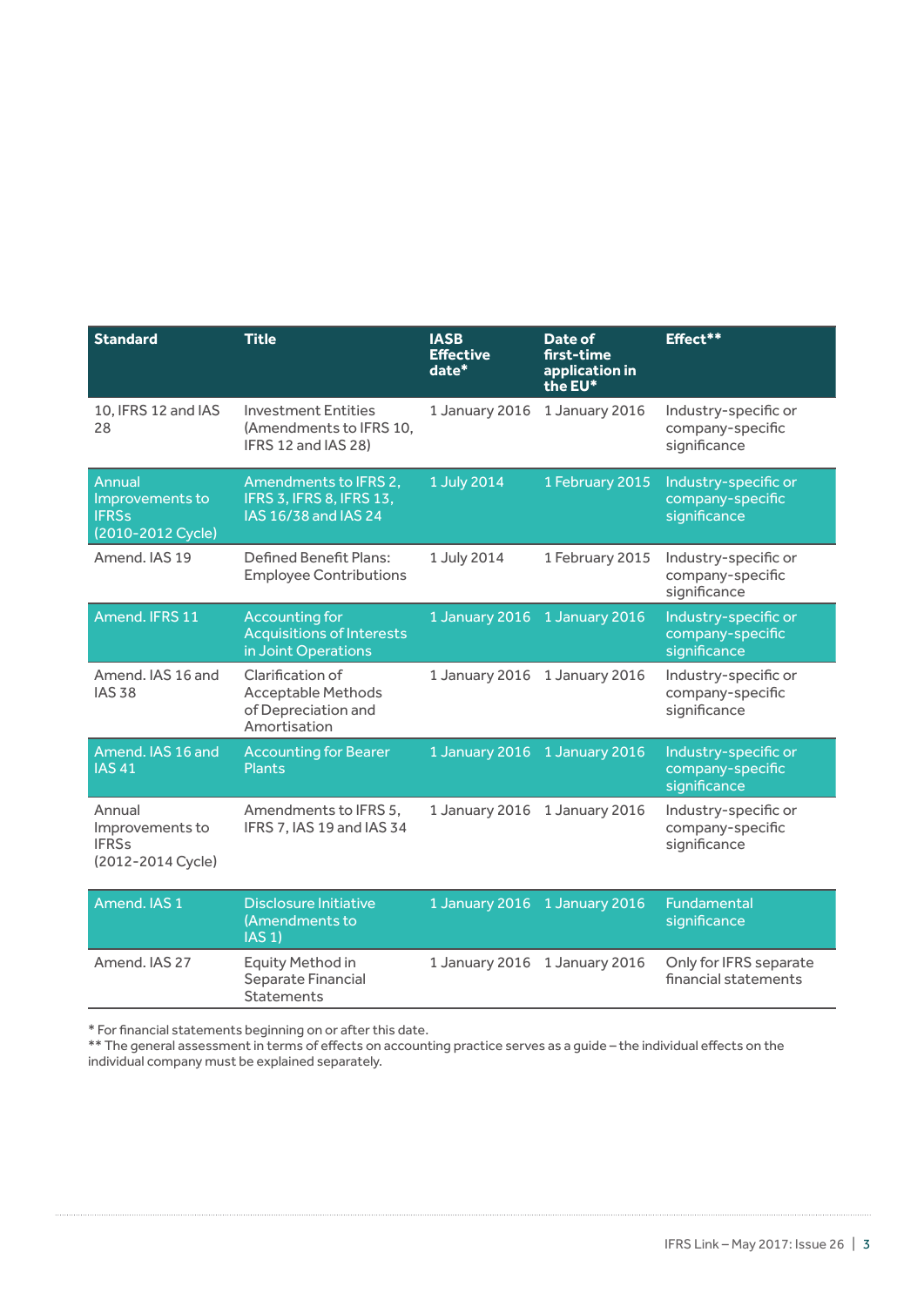| Standard | Title | IASB Effective date* | Date of first-time application in the EU* | Effect** |
|---|---|---|---|---|
| 10, IFRS 12 and IAS 28 | Investment Entities (Amendments to IFRS 10, IFRS 12 and IAS 28) | 1 January 2016 | 1 January 2016 | Industry-specific or company-specific significance |
| Annual Improvements to IFRSs (2010-2012 Cycle) | Amendments to IFRS 2, IFRS 3, IFRS 8, IFRS 13, IAS 16/38 and IAS 24 | 1 July 2014 | 1 February 2015 | Industry-specific or company-specific significance |
| Amend. IAS 19 | Defined Benefit Plans: Employee Contributions | 1 July 2014 | 1 February 2015 | Industry-specific or company-specific significance |
| Amend. IFRS 11 | Accounting for Acquisitions of Interests in Joint Operations | 1 January 2016 | 1 January 2016 | Industry-specific or company-specific significance |
| Amend. IAS 16 and IAS 38 | Clarification of Acceptable Methods of Depreciation and Amortisation | 1 January 2016 | 1 January 2016 | Industry-specific or company-specific significance |
| Amend. IAS 16 and IAS 41 | Accounting for Bearer Plants | 1 January 2016 | 1 January 2016 | Industry-specific or company-specific significance |
| Annual Improvements to IFRSs (2012-2014 Cycle) | Amendments to IFRS 5, IFRS 7, IAS 19 and IAS 34 | 1 January 2016 | 1 January 2016 | Industry-specific or company-specific significance |
| Amend. IAS 1 | Disclosure Initiative (Amendments to IAS 1) | 1 January 2016 | 1 January 2016 | Fundamental significance |
| Amend. IAS 27 | Equity Method in Separate Financial Statements | 1 January 2016 | 1 January 2016 | Only for IFRS separate financial statements |

* For financial statements beginning on or after this date.
** The general assessment in terms of effects on accounting practice serves as a guide – the individual effects on the individual company must be explained separately.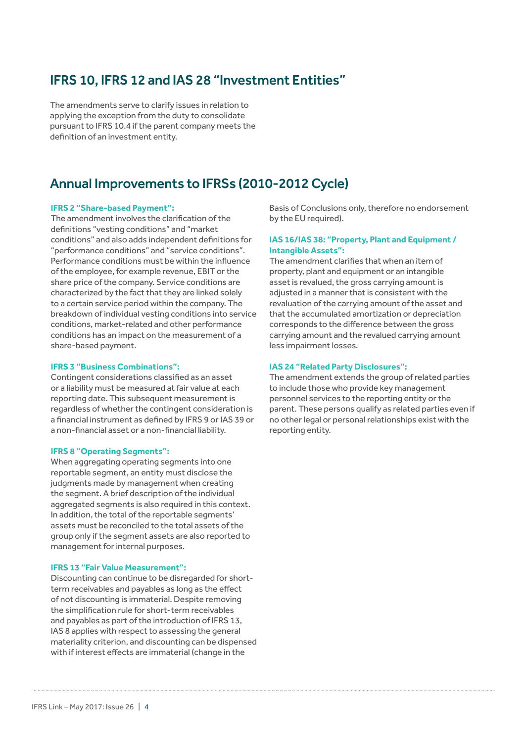## IFRS 10, IFRS 12 and IAS 28 "Investment Entities"

The amendments serve to clarify issues in relation to applying the exception from the duty to consolidate pursuant to IFRS 10.4 if the parent company meets the definition of an investment entity.

## Annual Improvements to IFRSs (2010-2012 Cycle)

**IFRS 2 "Share-based Payment":**
The amendment involves the clarification of the definitions "vesting conditions" and "market conditions" and also adds independent definitions for "performance conditions" and "service conditions". Performance conditions must be within the influence of the employee, for example revenue, EBIT or the share price of the company. Service conditions are characterized by the fact that they are linked solely to a certain service period within the company. The breakdown of individual vesting conditions into service conditions, market-related and other performance conditions has an impact on the measurement of a share-based payment.

**IFRS 3 "Business Combinations":**
Contingent considerations classified as an asset or a liability must be measured at fair value at each reporting date. This subsequent measurement is regardless of whether the contingent consideration is a financial instrument as defined by IFRS 9 or IAS 39 or a non-financial asset or a non-financial liability.

**IFRS 8 "Operating Segments":**
When aggregating operating segments into one reportable segment, an entity must disclose the judgments made by management when creating the segment. A brief description of the individual aggregated segments is also required in this context. In addition, the total of the reportable segments' assets must be reconciled to the total assets of the group only if the segment assets are also reported to management for internal purposes.

**IFRS 13 "Fair Value Measurement":**
Discounting can continue to be disregarded for short-term receivables and payables as long as the effect of not discounting is immaterial. Despite removing the simplification rule for short-term receivables and payables as part of the introduction of IFRS 13, IAS 8 applies with respect to assessing the general materiality criterion, and discounting can be dispensed with if interest effects are immaterial (change in the Basis of Conclusions only, therefore no endorsement by the EU required).

**IAS 16/IAS 38: "Property, Plant and Equipment / Intangible Assets":**
The amendment clarifies that when an item of property, plant and equipment or an intangible asset is revalued, the gross carrying amount is adjusted in a manner that is consistent with the revaluation of the carrying amount of the asset and that the accumulated amortization or depreciation corresponds to the difference between the gross carrying amount and the revalued carrying amount less impairment losses.

**IAS 24 "Related Party Disclosures":**
The amendment extends the group of related parties to include those who provide key management personnel services to the reporting entity or the parent. These persons qualify as related parties even if no other legal or personal relationships exist with the reporting entity.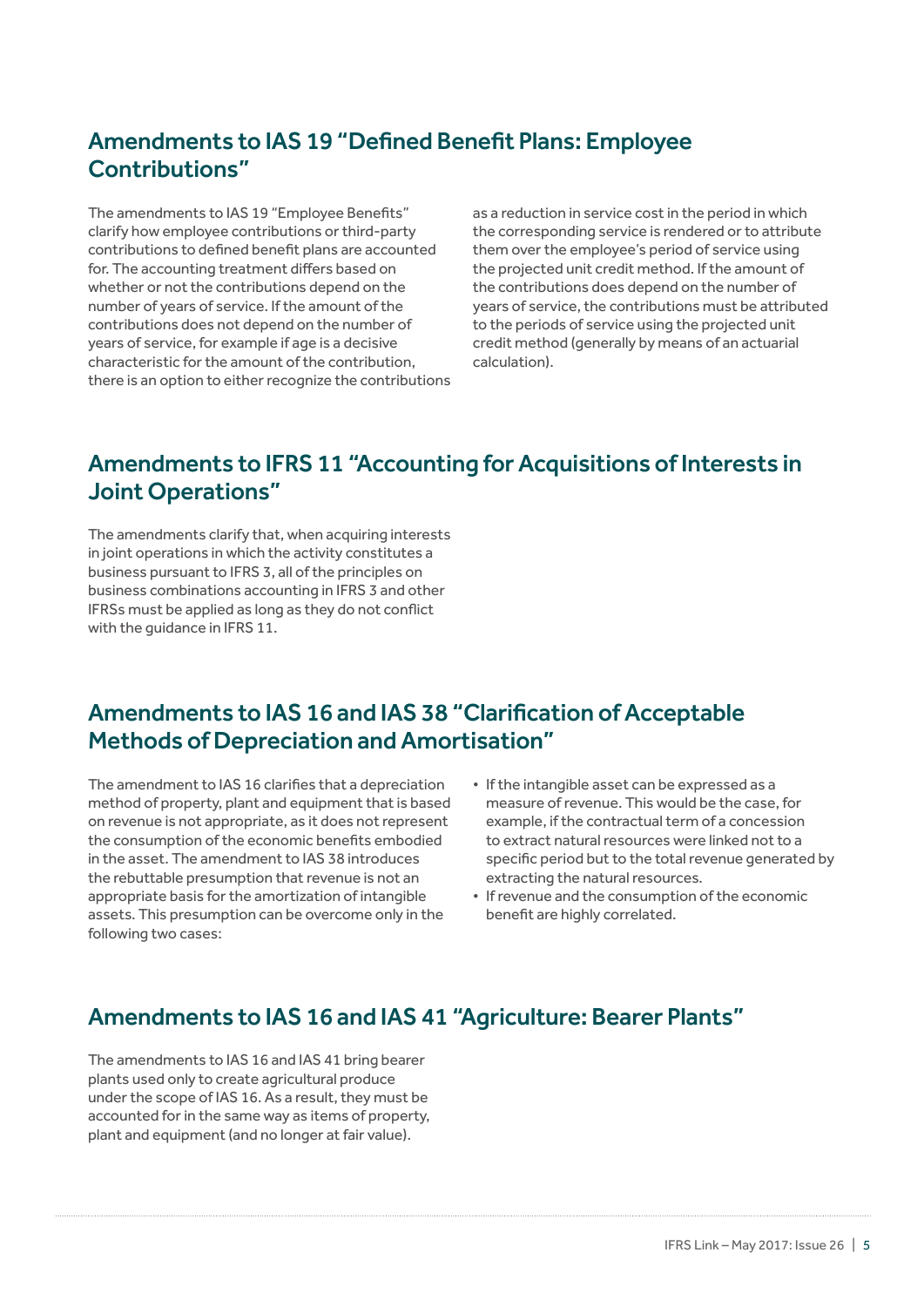## Amendments to IAS 19 "Defined Benefit Plans: Employee Contributions"

The amendments to IAS 19 "Employee Benefits" clarify how employee contributions or third-party contributions to defined benefit plans are accounted for. The accounting treatment differs based on whether or not the contributions depend on the number of years of service. If the amount of the contributions does not depend on the number of years of service, for example if age is a decisive characteristic for the amount of the contribution, there is an option to either recognize the contributions as a reduction in service cost in the period in which the corresponding service is rendered or to attribute them over the employee's period of service using the projected unit credit method. If the amount of the contributions does depend on the number of years of service, the contributions must be attributed to the periods of service using the projected unit credit method (generally by means of an actuarial calculation).

## Amendments to IFRS 11 "Accounting for Acquisitions of Interests in Joint Operations"

The amendments clarify that, when acquiring interests in joint operations in which the activity constitutes a business pursuant to IFRS 3, all of the principles on business combinations accounting in IFRS 3 and other IFRSs must be applied as long as they do not conflict with the guidance in IFRS 11.

## Amendments to IAS 16 and IAS 38 "Clarification of Acceptable Methods of Depreciation and Amortisation"

The amendment to IAS 16 clarifies that a depreciation method of property, plant and equipment that is based on revenue is not appropriate, as it does not represent the consumption of the economic benefits embodied in the asset. The amendment to IAS 38 introduces the rebuttable presumption that revenue is not an appropriate basis for the amortization of intangible assets. This presumption can be overcome only in the following two cases:

- If the intangible asset can be expressed as a measure of revenue. This would be the case, for example, if the contractual term of a concession to extract natural resources were linked not to a specific period but to the total revenue generated by extracting the natural resources.
- If revenue and the consumption of the economic benefit are highly correlated.

## Amendments to IAS 16 and IAS 41 "Agriculture: Bearer Plants"

The amendments to IAS 16 and IAS 41 bring bearer plants used only to create agricultural produce under the scope of IAS 16. As a result, they must be accounted for in the same way as items of property, plant and equipment (and no longer at fair value).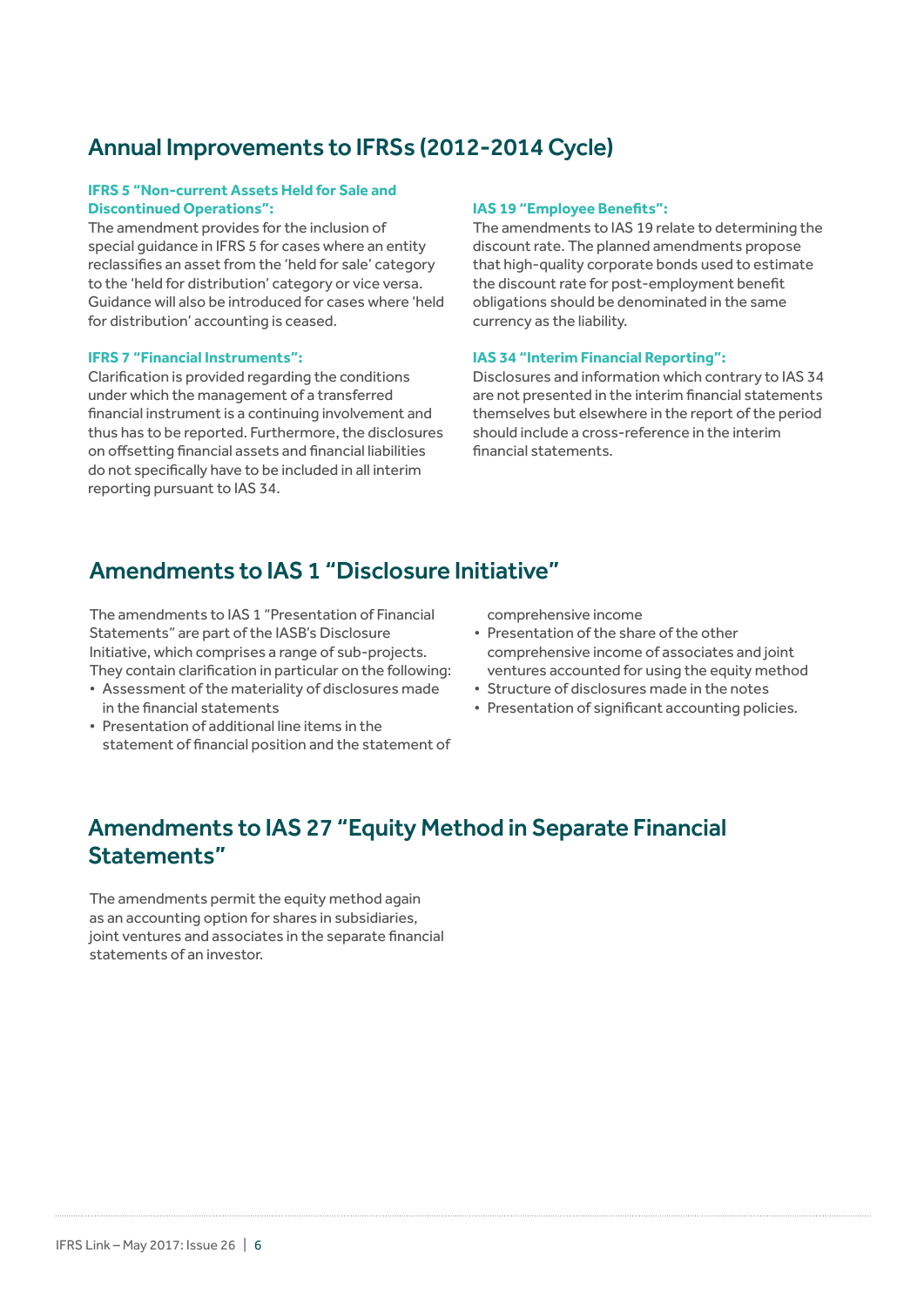## Annual Improvements to IFRSs (2012-2014 Cycle)

**IFRS 5 "Non-current Assets Held for Sale and Discontinued Operations":**

The amendment provides for the inclusion of special guidance in IFRS 5 for cases where an entity reclassifies an asset from the 'held for sale' category to the 'held for distribution' category or vice versa. Guidance will also be introduced for cases where 'held for distribution' accounting is ceased.

**IFRS 7 "Financial Instruments":**

Clarification is provided regarding the conditions under which the management of a transferred financial instrument is a continuing involvement and thus has to be reported. Furthermore, the disclosures on offsetting financial assets and financial liabilities do not specifically have to be included in all interim reporting pursuant to IAS 34.

**IAS 19 "Employee Benefits":**

The amendments to IAS 19 relate to determining the discount rate. The planned amendments propose that high-quality corporate bonds used to estimate the discount rate for post-employment benefit obligations should be denominated in the same currency as the liability.

**IAS 34 "Interim Financial Reporting":**

Disclosures and information which contrary to IAS 34 are not presented in the interim financial statements themselves but elsewhere in the report of the period should include a cross-reference in the interim financial statements.

## Amendments to IAS 1 "Disclosure Initiative"

The amendments to IAS 1 "Presentation of Financial Statements" are part of the IASB's Disclosure Initiative, which comprises a range of sub-projects. They contain clarification in particular on the following:

- Assessment of the materiality of disclosures made in the financial statements
- Presentation of additional line items in the statement of financial position and the statement of comprehensive income
- Presentation of the share of the other comprehensive income of associates and joint ventures accounted for using the equity method
- Structure of disclosures made in the notes
- Presentation of significant accounting policies.

## Amendments to IAS 27 "Equity Method in Separate Financial Statements"

The amendments permit the equity method again as an accounting option for shares in subsidiaries, joint ventures and associates in the separate financial statements of an investor.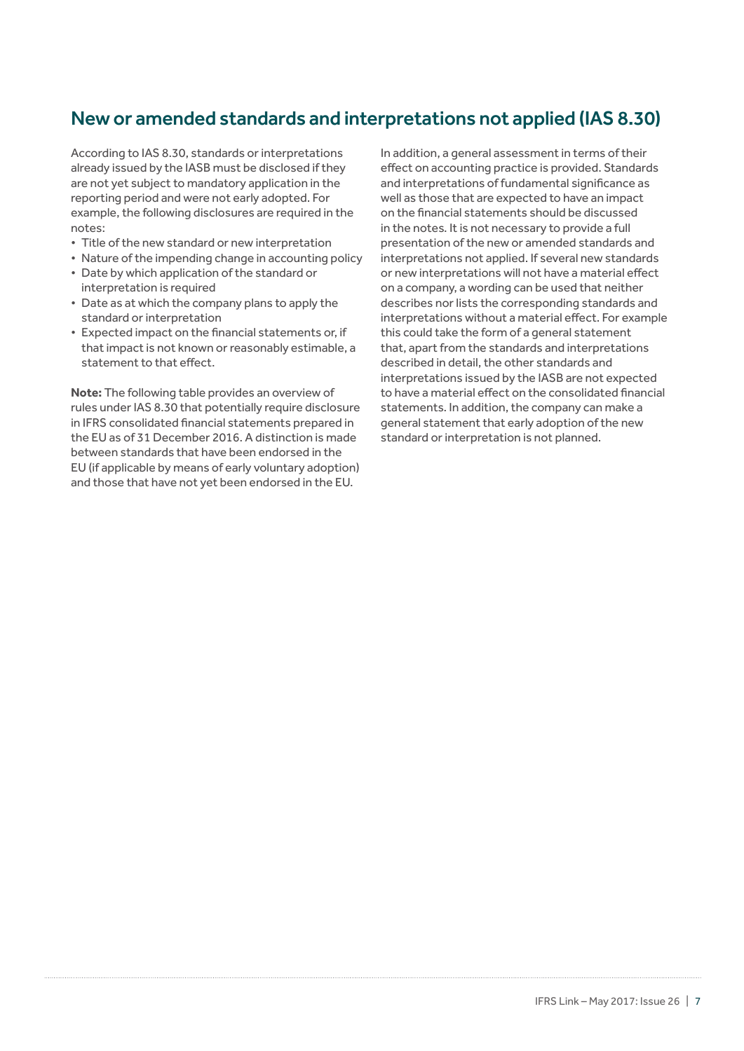## New or amended standards and interpretations not applied (IAS 8.30)

According to IAS 8.30, standards or interpretations already issued by the IASB must be disclosed if they are not yet subject to mandatory application in the reporting period and were not early adopted. For example, the following disclosures are required in the notes:

- Title of the new standard or new interpretation
- Nature of the impending change in accounting policy
- Date by which application of the standard or interpretation is required
- Date as at which the company plans to apply the standard or interpretation
- Expected impact on the financial statements or, if that impact is not known or reasonably estimable, a statement to that effect.

**Note:** The following table provides an overview of rules under IAS 8.30 that potentially require disclosure in IFRS consolidated financial statements prepared in the EU as of 31 December 2016. A distinction is made between standards that have been endorsed in the EU (if applicable by means of early voluntary adoption) and those that have not yet been endorsed in the EU.

In addition, a general assessment in terms of their effect on accounting practice is provided. Standards and interpretations of fundamental significance as well as those that are expected to have an impact on the financial statements should be discussed in the notes. It is not necessary to provide a full presentation of the new or amended standards and interpretations not applied. If several new standards or new interpretations will not have a material effect on a company, a wording can be used that neither describes nor lists the corresponding standards and interpretations without a material effect. For example this could take the form of a general statement that, apart from the standards and interpretations described in detail, the other standards and interpretations issued by the IASB are not expected to have a material effect on the consolidated financial statements. In addition, the company can make a general statement that early adoption of the new standard or interpretation is not planned.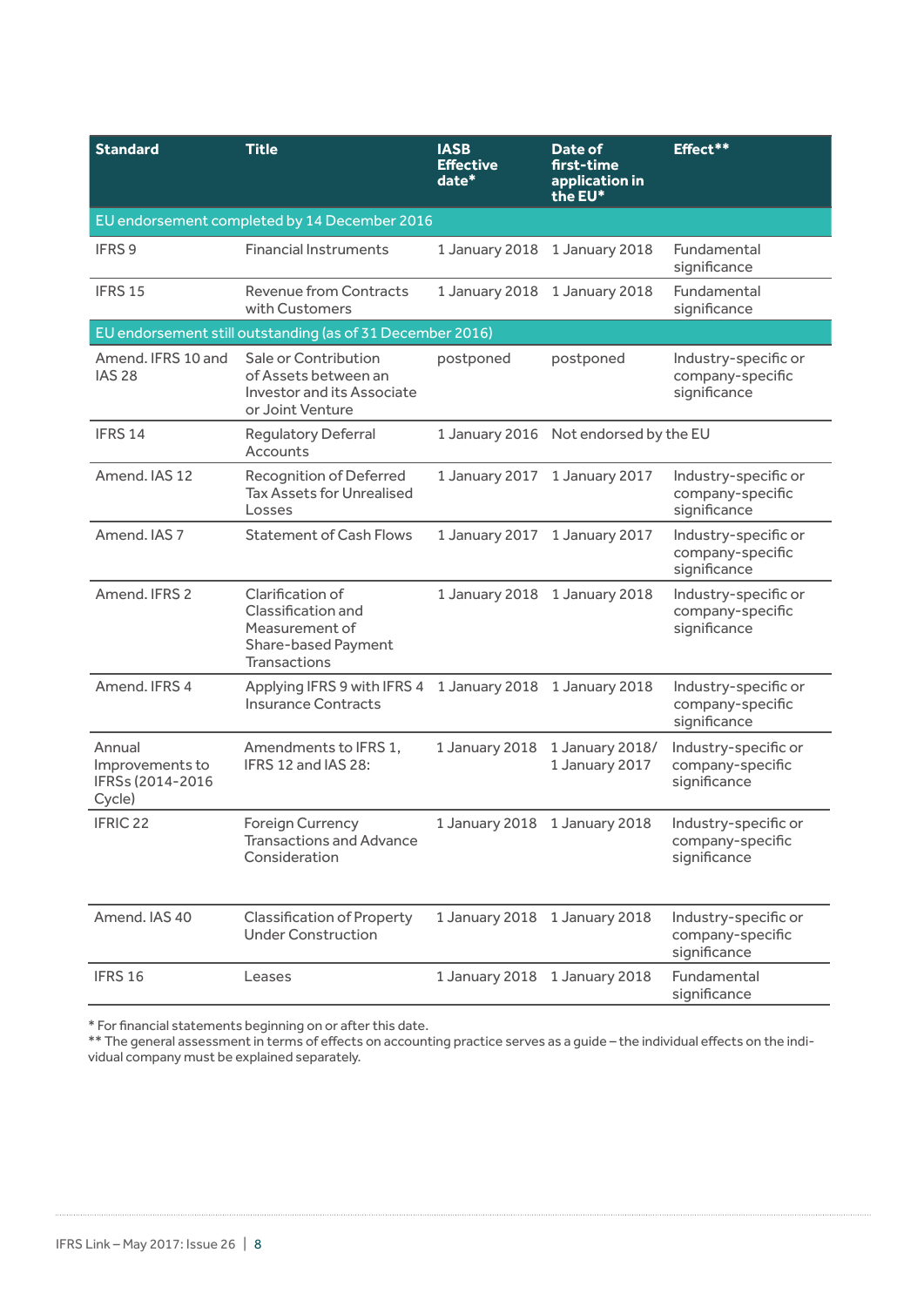| Standard | Title | IASB Effective date* | Date of first-time application in the EU* | Effect** |
|---|---|---|---|---|
| EU endorsement completed by 14 December 2016 | | | | |
| IFRS 9 | Financial Instruments | 1 January 2018 | 1 January 2018 | Fundamental significance |
| IFRS 15 | Revenue from Contracts with Customers | 1 January 2018 | 1 January 2018 | Fundamental significance |
| EU endorsement still outstanding (as of 31 December 2016) | | | | |
| Amend. IFRS 10 and IAS 28 | Sale or Contribution of Assets between an Investor and its Associate or Joint Venture | postponed | postponed | Industry-specific or company-specific significance |
| IFRS 14 | Regulatory Deferral Accounts | 1 January 2016 | Not endorsed by the EU | |
| Amend. IAS 12 | Recognition of Deferred Tax Assets for Unrealised Losses | 1 January 2017 | 1 January 2017 | Industry-specific or company-specific significance |
| Amend. IAS 7 | Statement of Cash Flows | 1 January 2017 | 1 January 2017 | Industry-specific or company-specific significance |
| Amend. IFRS 2 | Clarification of Classification and Measurement of Share-based Payment Transactions | 1 January 2018 | 1 January 2018 | Industry-specific or company-specific significance |
| Amend. IFRS 4 | Applying IFRS 9 with IFRS 4 Insurance Contracts | 1 January 2018 | 1 January 2018 | Industry-specific or company-specific significance |
| Annual Improvements to IFRSs (2014-2016 Cycle) | Amendments to IFRS 1, IFRS 12 and IAS 28: | 1 January 2018 | 1 January 2018/ 1 January 2017 | Industry-specific or company-specific significance |
| IFRIC 22 | Foreign Currency Transactions and Advance Consideration | 1 January 2018 | 1 January 2018 | Industry-specific or company-specific significance |
| Amend. IAS 40 | Classification of Property Under Construction | 1 January 2018 | 1 January 2018 | Industry-specific or company-specific significance |
| IFRS 16 | Leases | 1 January 2018 | 1 January 2018 | Fundamental significance |

\* For financial statements beginning on or after this date.

\** The general assessment in terms of effects on accounting practice serves as a guide – the individual effects on the individual company must be explained separately.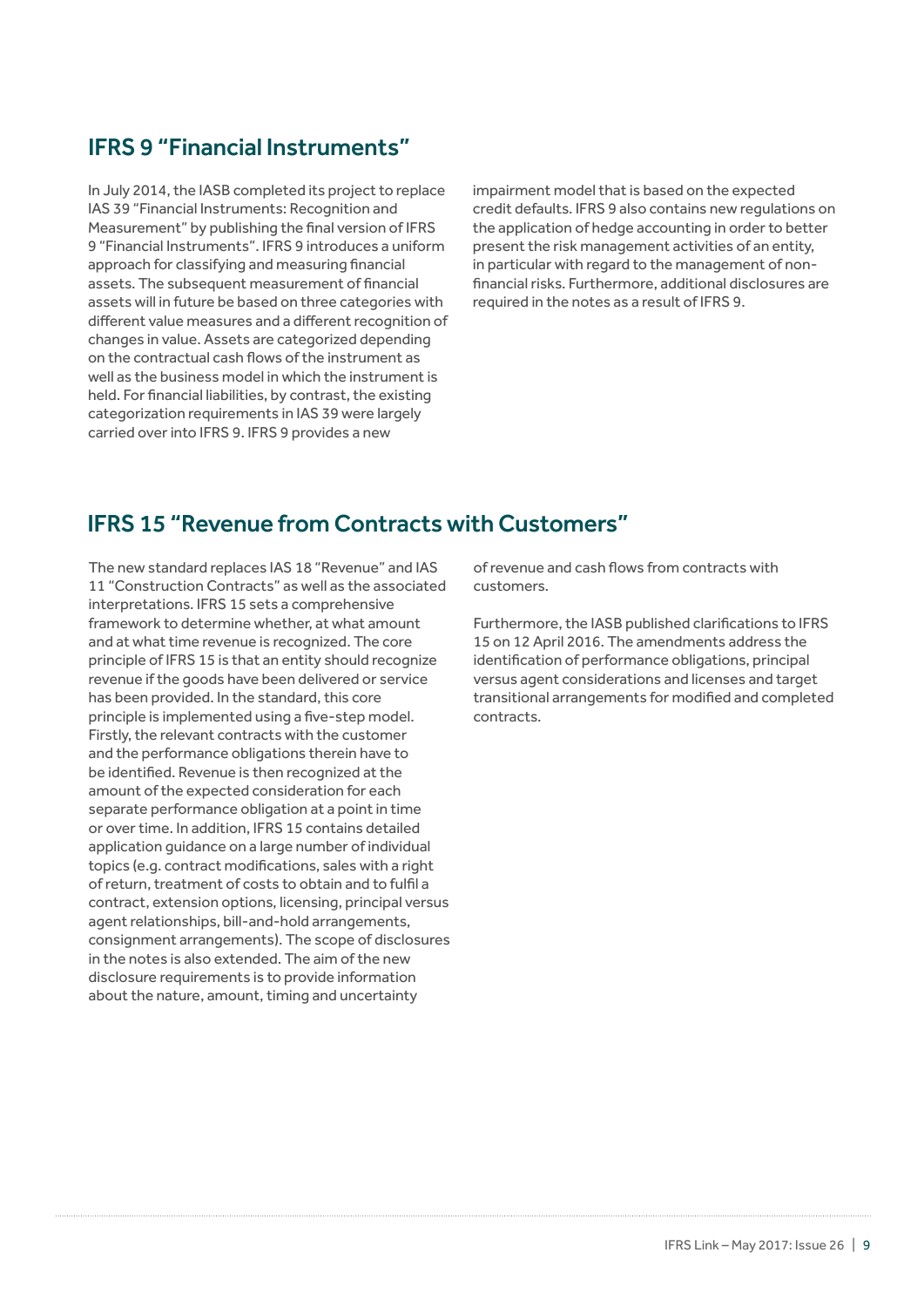## IFRS 9 "Financial Instruments"

In July 2014, the IASB completed its project to replace IAS 39 "Financial Instruments: Recognition and Measurement" by publishing the final version of IFRS 9 "Financial Instruments". IFRS 9 introduces a uniform approach for classifying and measuring financial assets. The subsequent measurement of financial assets will in future be based on three categories with different value measures and a different recognition of changes in value. Assets are categorized depending on the contractual cash flows of the instrument as well as the business model in which the instrument is held. For financial liabilities, by contrast, the existing categorization requirements in IAS 39 were largely carried over into IFRS 9. IFRS 9 provides a new impairment model that is based on the expected credit defaults. IFRS 9 also contains new regulations on the application of hedge accounting in order to better present the risk management activities of an entity, in particular with regard to the management of non-financial risks. Furthermore, additional disclosures are required in the notes as a result of IFRS 9.

## IFRS 15 "Revenue from Contracts with Customers"

The new standard replaces IAS 18 "Revenue" and IAS 11 "Construction Contracts" as well as the associated interpretations. IFRS 15 sets a comprehensive framework to determine whether, at what amount and at what time revenue is recognized. The core principle of IFRS 15 is that an entity should recognize revenue if the goods have been delivered or service has been provided. In the standard, this core principle is implemented using a five-step model. Firstly, the relevant contracts with the customer and the performance obligations therein have to be identified. Revenue is then recognized at the amount of the expected consideration for each separate performance obligation at a point in time or over time. In addition, IFRS 15 contains detailed application guidance on a large number of individual topics (e.g. contract modifications, sales with a right of return, treatment of costs to obtain and to fulfil a contract, extension options, licensing, principal versus agent relationships, bill-and-hold arrangements, consignment arrangements). The scope of disclosures in the notes is also extended. The aim of the new disclosure requirements is to provide information about the nature, amount, timing and uncertainty of revenue and cash flows from contracts with customers.

Furthermore, the IASB published clarifications to IFRS 15 on 12 April 2016. The amendments address the identification of performance obligations, principal versus agent considerations and licenses and target transitional arrangements for modified and completed contracts.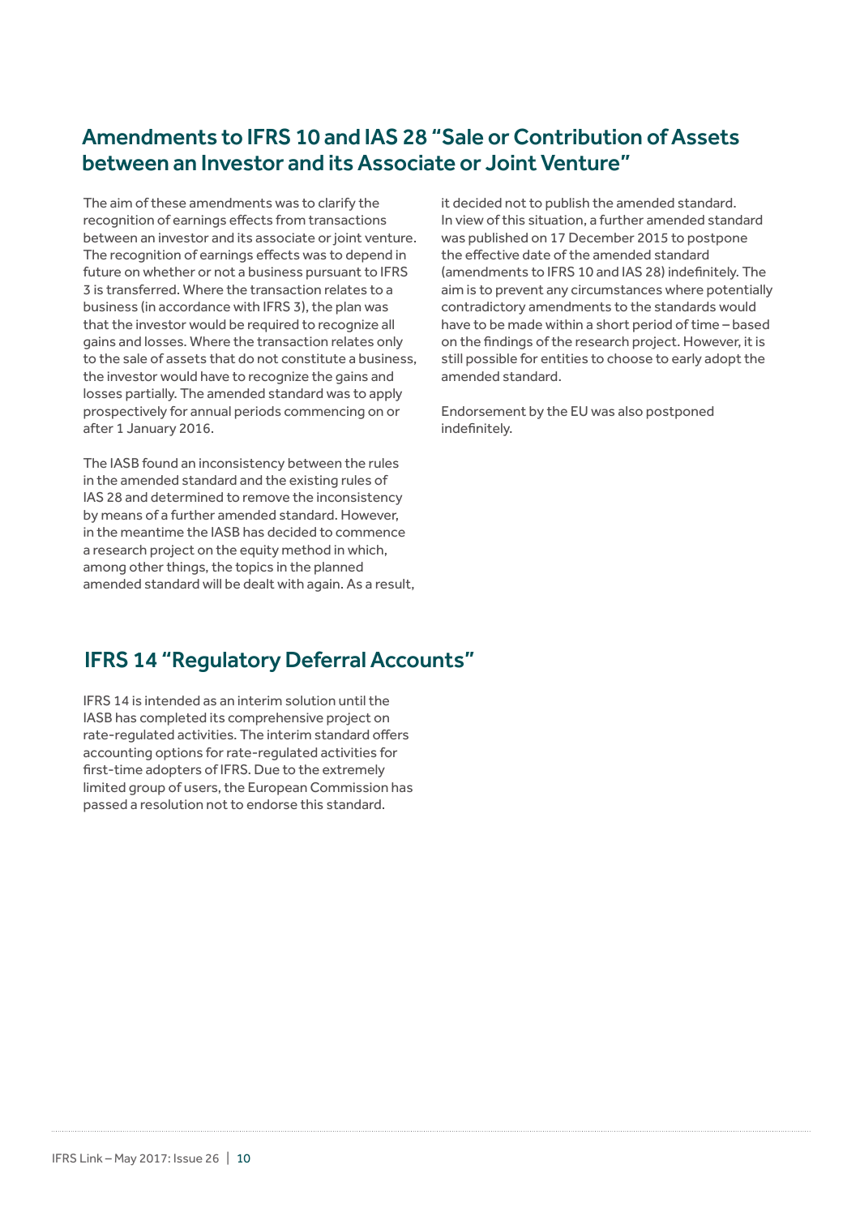## Amendments to IFRS 10 and IAS 28 "Sale or Contribution of Assets between an Investor and its Associate or Joint Venture"

The aim of these amendments was to clarify the recognition of earnings effects from transactions between an investor and its associate or joint venture. The recognition of earnings effects was to depend in future on whether or not a business pursuant to IFRS 3 is transferred. Where the transaction relates to a business (in accordance with IFRS 3), the plan was that the investor would be required to recognize all gains and losses. Where the transaction relates only to the sale of assets that do not constitute a business, the investor would have to recognize the gains and losses partially. The amended standard was to apply prospectively for annual periods commencing on or after 1 January 2016.

The IASB found an inconsistency between the rules in the amended standard and the existing rules of IAS 28 and determined to remove the inconsistency by means of a further amended standard. However, in the meantime the IASB has decided to commence a research project on the equity method in which, among other things, the topics in the planned amended standard will be dealt with again. As a result, it decided not to publish the amended standard. In view of this situation, a further amended standard was published on 17 December 2015 to postpone the effective date of the amended standard (amendments to IFRS 10 and IAS 28) indefinitely. The aim is to prevent any circumstances where potentially contradictory amendments to the standards would have to be made within a short period of time – based on the findings of the research project. However, it is still possible for entities to choose to early adopt the amended standard.

Endorsement by the EU was also postponed indefinitely.

## IFRS 14 "Regulatory Deferral Accounts"

IFRS 14 is intended as an interim solution until the IASB has completed its comprehensive project on rate-regulated activities. The interim standard offers accounting options for rate-regulated activities for first-time adopters of IFRS. Due to the extremely limited group of users, the European Commission has passed a resolution not to endorse this standard.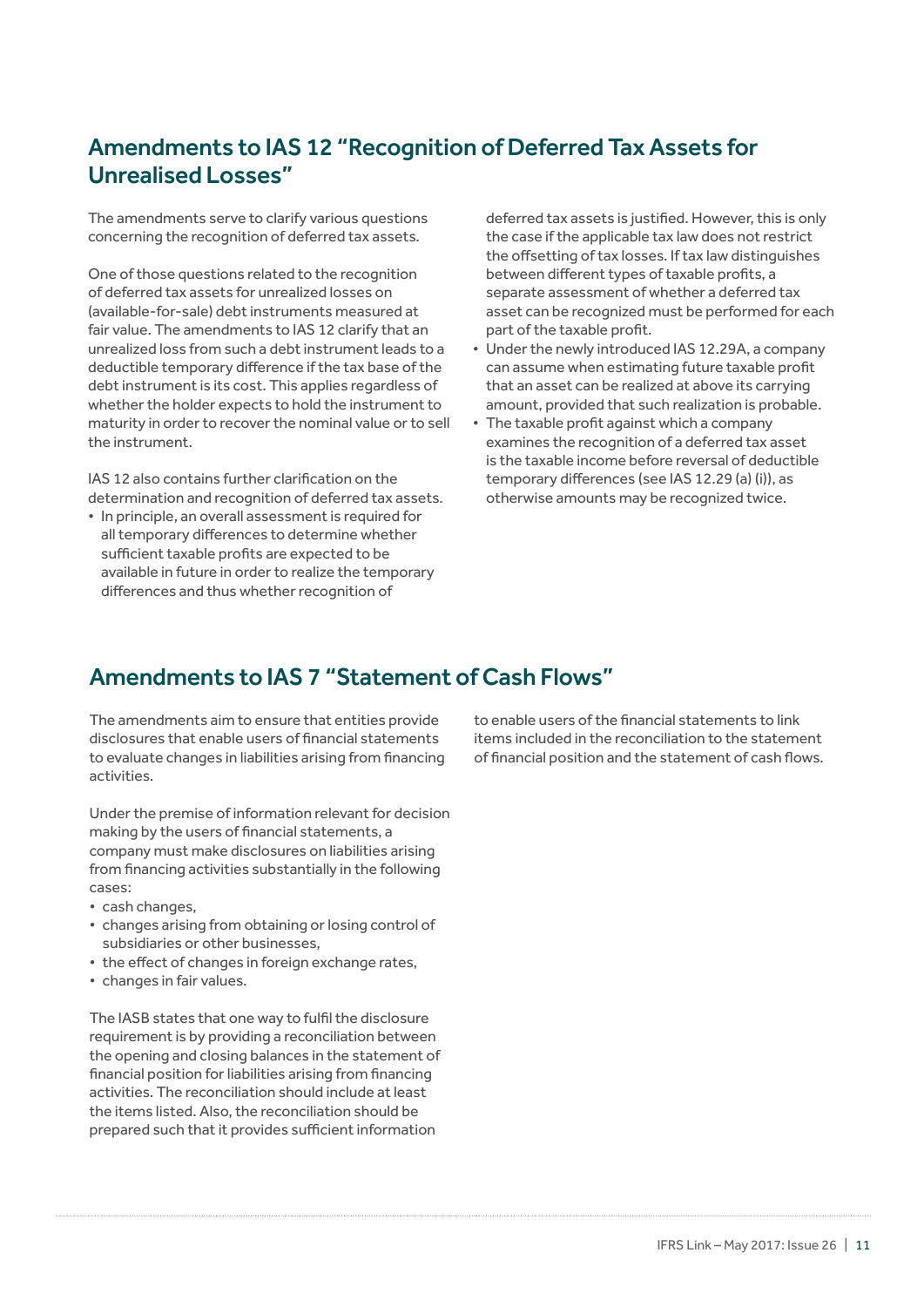## Amendments to IAS 12 "Recognition of Deferred Tax Assets for Unrealised Losses"

The amendments serve to clarify various questions concerning the recognition of deferred tax assets.

One of those questions related to the recognition of deferred tax assets for unrealized losses on (available-for-sale) debt instruments measured at fair value. The amendments to IAS 12 clarify that an unrealized loss from such a debt instrument leads to a deductible temporary difference if the tax base of the debt instrument is its cost. This applies regardless of whether the holder expects to hold the instrument to maturity in order to recover the nominal value or to sell the instrument.

IAS 12 also contains further clarification on the determination and recognition of deferred tax assets.

- In principle, an overall assessment is required for all temporary differences to determine whether sufficient taxable profits are expected to be available in future in order to realize the temporary differences and thus whether recognition of deferred tax assets is justified. However, this is only the case if the applicable tax law does not restrict the offsetting of tax losses. If tax law distinguishes between different types of taxable profits, a separate assessment of whether a deferred tax asset can be recognized must be performed for each part of the taxable profit.
- Under the newly introduced IAS 12.29A, a company can assume when estimating future taxable profit that an asset can be realized at above its carrying amount, provided that such realization is probable.
- The taxable profit against which a company examines the recognition of a deferred tax asset is the taxable income before reversal of deductible temporary differences (see IAS 12.29 (a) (i)), as otherwise amounts may be recognized twice.

## Amendments to IAS 7 "Statement of Cash Flows"

The amendments aim to ensure that entities provide disclosures that enable users of financial statements to evaluate changes in liabilities arising from financing activities.

Under the premise of information relevant for decision making by the users of financial statements, a company must make disclosures on liabilities arising from financing activities substantially in the following cases:

- cash changes,
- changes arising from obtaining or losing control of subsidiaries or other businesses,
- the effect of changes in foreign exchange rates,
- changes in fair values.

The IASB states that one way to fulfil the disclosure requirement is by providing a reconciliation between the opening and closing balances in the statement of financial position for liabilities arising from financing activities. The reconciliation should include at least the items listed. Also, the reconciliation should be prepared such that it provides sufficient information to enable users of the financial statements to link items included in the reconciliation to the statement of financial position and the statement of cash flows.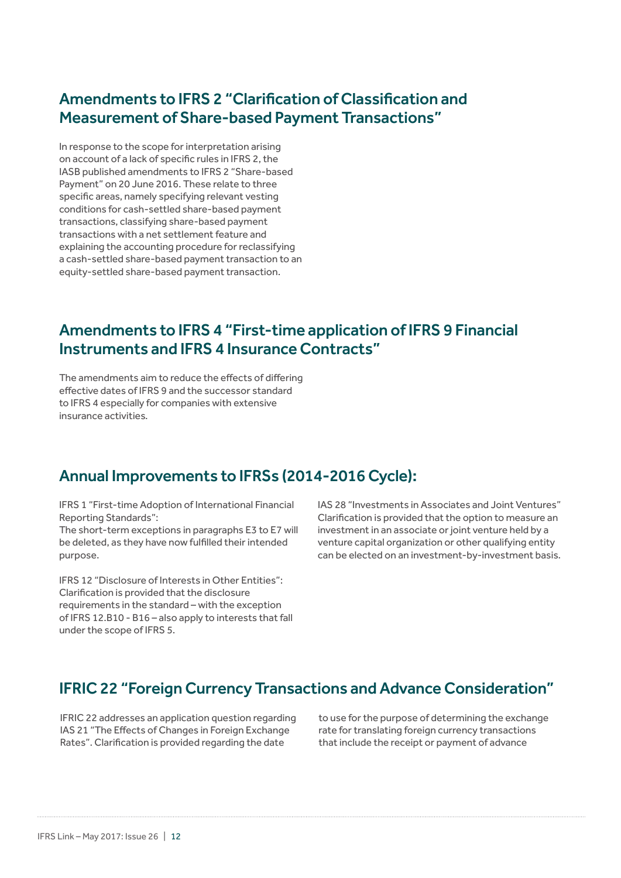## Amendments to IFRS 2 "Clarification of Classification and Measurement of Share-based Payment Transactions"

In response to the scope for interpretation arising on account of a lack of specific rules in IFRS 2, the IASB published amendments to IFRS 2 "Share-based Payment" on 20 June 2016. These relate to three specific areas, namely specifying relevant vesting conditions for cash-settled share-based payment transactions, classifying share-based payment transactions with a net settlement feature and explaining the accounting procedure for reclassifying a cash-settled share-based payment transaction to an equity-settled share-based payment transaction.

## Amendments to IFRS 4 "First-time application of IFRS 9 Financial Instruments and IFRS 4 Insurance Contracts"

The amendments aim to reduce the effects of differing effective dates of IFRS 9 and the successor standard to IFRS 4 especially for companies with extensive insurance activities.

## Annual Improvements to IFRSs (2014-2016 Cycle):

IFRS 1 "First-time Adoption of International Financial Reporting Standards":
The short-term exceptions in paragraphs E3 to E7 will be deleted, as they have now fulfilled their intended purpose.

IFRS 12 "Disclosure of Interests in Other Entities":
Clarification is provided that the disclosure requirements in the standard – with the exception of IFRS 12.B10 - B16 – also apply to interests that fall under the scope of IFRS 5.

IAS 28 "Investments in Associates and Joint Ventures"
Clarification is provided that the option to measure an investment in an associate or joint venture held by a venture capital organization or other qualifying entity can be elected on an investment-by-investment basis.

## IFRIC 22 "Foreign Currency Transactions and Advance Consideration"

IFRIC 22 addresses an application question regarding IAS 21 "The Effects of Changes in Foreign Exchange Rates". Clarification is provided regarding the date to use for the purpose of determining the exchange rate for translating foreign currency transactions that include the receipt or payment of advance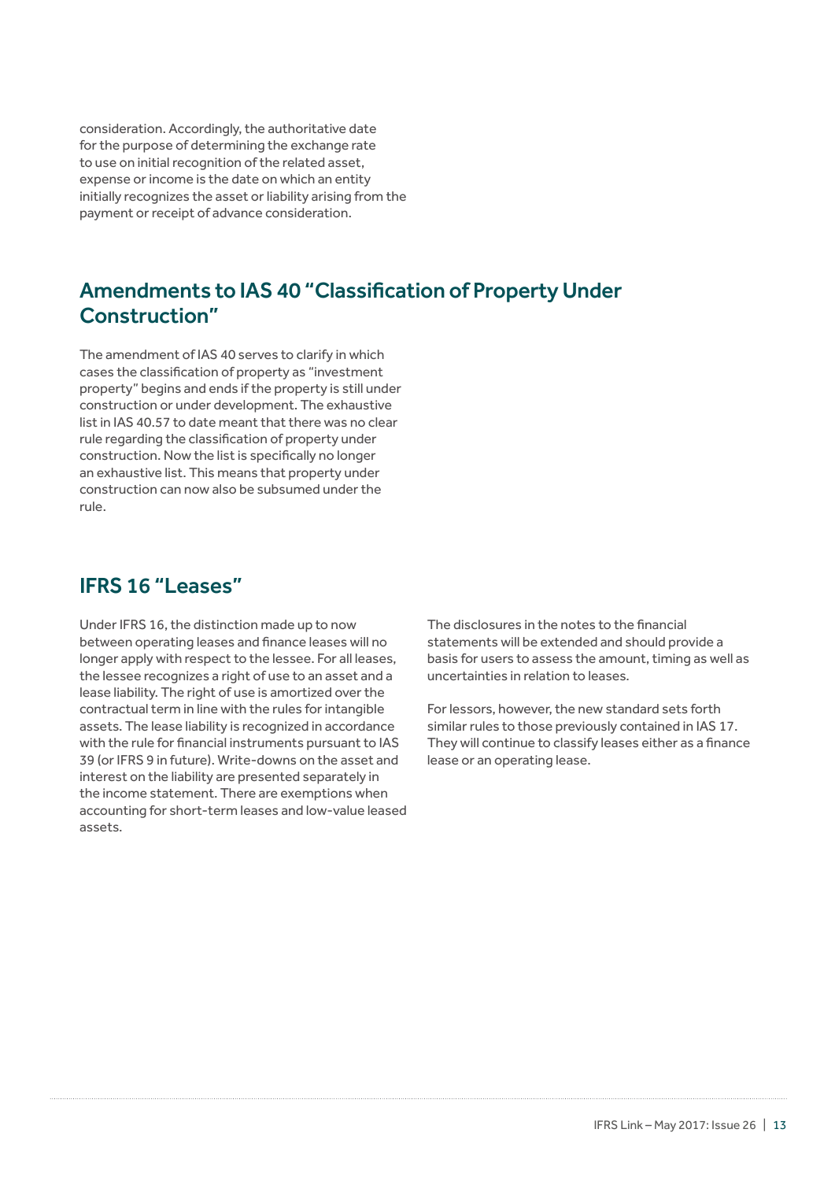consideration. Accordingly, the authoritative date for the purpose of determining the exchange rate to use on initial recognition of the related asset, expense or income is the date on which an entity initially recognizes the asset or liability arising from the payment or receipt of advance consideration.

## Amendments to IAS 40 "Classification of Property Under Construction"

The amendment of IAS 40 serves to clarify in which cases the classification of property as "investment property" begins and ends if the property is still under construction or under development. The exhaustive list in IAS 40.57 to date meant that there was no clear rule regarding the classification of property under construction. Now the list is specifically no longer an exhaustive list. This means that property under construction can now also be subsumed under the rule.

## IFRS 16 "Leases"

Under IFRS 16, the distinction made up to now between operating leases and finance leases will no longer apply with respect to the lessee. For all leases, the lessee recognizes a right of use to an asset and a lease liability. The right of use is amortized over the contractual term in line with the rules for intangible assets. The lease liability is recognized in accordance with the rule for financial instruments pursuant to IAS 39 (or IFRS 9 in future). Write-downs on the asset and interest on the liability are presented separately in the income statement. There are exemptions when accounting for short-term leases and low-value leased assets.

The disclosures in the notes to the financial statements will be extended and should provide a basis for users to assess the amount, timing as well as uncertainties in relation to leases.

For lessors, however, the new standard sets forth similar rules to those previously contained in IAS 17. They will continue to classify leases either as a finance lease or an operating lease.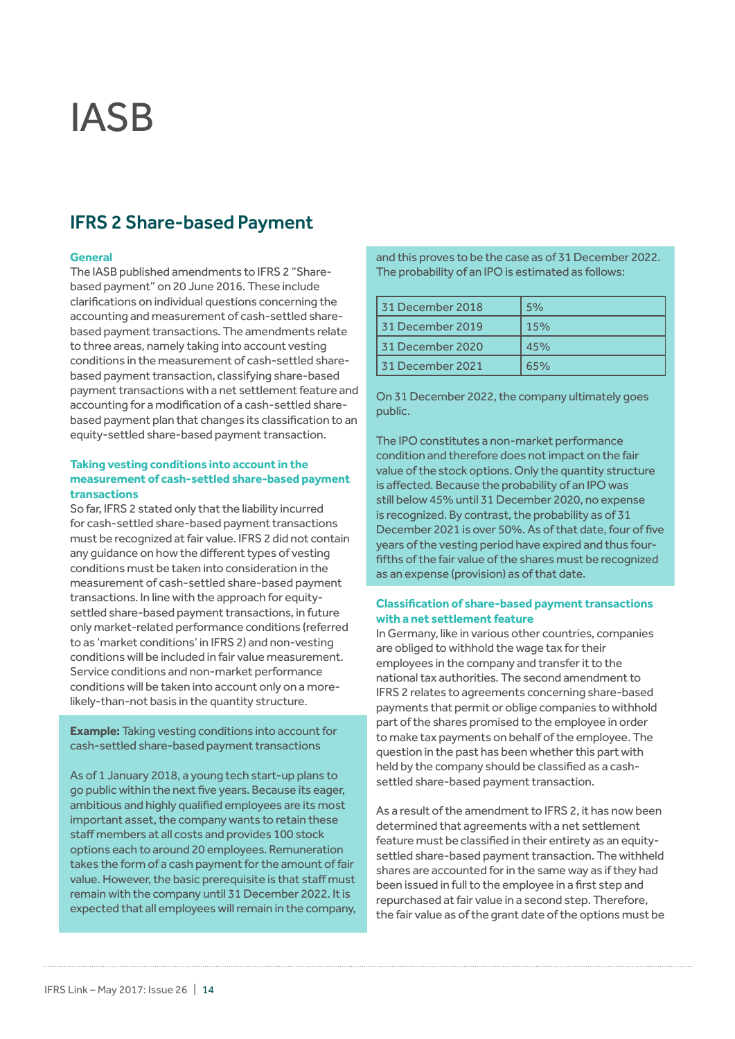# IASB

## IFRS 2 Share-based Payment

### General

The IASB published amendments to IFRS 2 "Share-based payment" on 20 June 2016. These include clarifications on individual questions concerning the accounting and measurement of cash-settled share-based payment transactions. The amendments relate to three areas, namely taking into account vesting conditions in the measurement of cash-settled share-based payment transaction, classifying share-based payment transactions with a net settlement feature and accounting for a modification of a cash-settled share-based payment plan that changes its classification to an equity-settled share-based payment transaction.

### Taking vesting conditions into account in the measurement of cash-settled share-based payment transactions

So far, IFRS 2 stated only that the liability incurred for cash-settled share-based payment transactions must be recognized at fair value. IFRS 2 did not contain any guidance on how the different types of vesting conditions must be taken into consideration in the measurement of cash-settled share-based payment transactions. In line with the approach for equity-settled share-based payment transactions, in future only market-related performance conditions (referred to as 'market conditions' in IFRS 2) and non-vesting conditions will be included in fair value measurement. Service conditions and non-market performance conditions will be taken into account only on a more-likely-than-not basis in the quantity structure.

**Example:** Taking vesting conditions into account for cash-settled share-based payment transactions

As of 1 January 2018, a young tech start-up plans to go public within the next five years. Because its eager, ambitious and highly qualified employees are its most important asset, the company wants to retain these staff members at all costs and provides 100 stock options each to around 20 employees. Remuneration takes the form of a cash payment for the amount of fair value. However, the basic prerequisite is that staff must remain with the company until 31 December 2022. It is expected that all employees will remain in the company, and this proves to be the case as of 31 December 2022. The probability of an IPO is estimated as follows:

| | |
|---|---|
| 31 December 2018 | 5% |
| 31 December 2019 | 15% |
| 31 December 2020 | 45% |
| 31 December 2021 | 65% |

On 31 December 2022, the company ultimately goes public.

The IPO constitutes a non-market performance condition and therefore does not impact on the fair value of the stock options. Only the quantity structure is affected. Because the probability of an IPO was still below 45% until 31 December 2020, no expense is recognized. By contrast, the probability as of 31 December 2021 is over 50%. As of that date, four of five years of the vesting period have expired and thus four-fifths of the fair value of the shares must be recognized as an expense (provision) as of that date.

### Classification of share-based payment transactions with a net settlement feature

In Germany, like in various other countries, companies are obliged to withhold the wage tax for their employees in the company and transfer it to the national tax authorities. The second amendment to IFRS 2 relates to agreements concerning share-based payments that permit or oblige companies to withhold part of the shares promised to the employee in order to make tax payments on behalf of the employee. The question in the past has been whether this part with held by the company should be classified as a cash-settled share-based payment transaction.

As a result of the amendment to IFRS 2, it has now been determined that agreements with a net settlement feature must be classified in their entirety as an equity-settled share-based payment transaction. The withheld shares are accounted for in the same way as if they had been issued in full to the employee in a first step and repurchased at fair value in a second step. Therefore, the fair value as of the grant date of the options must be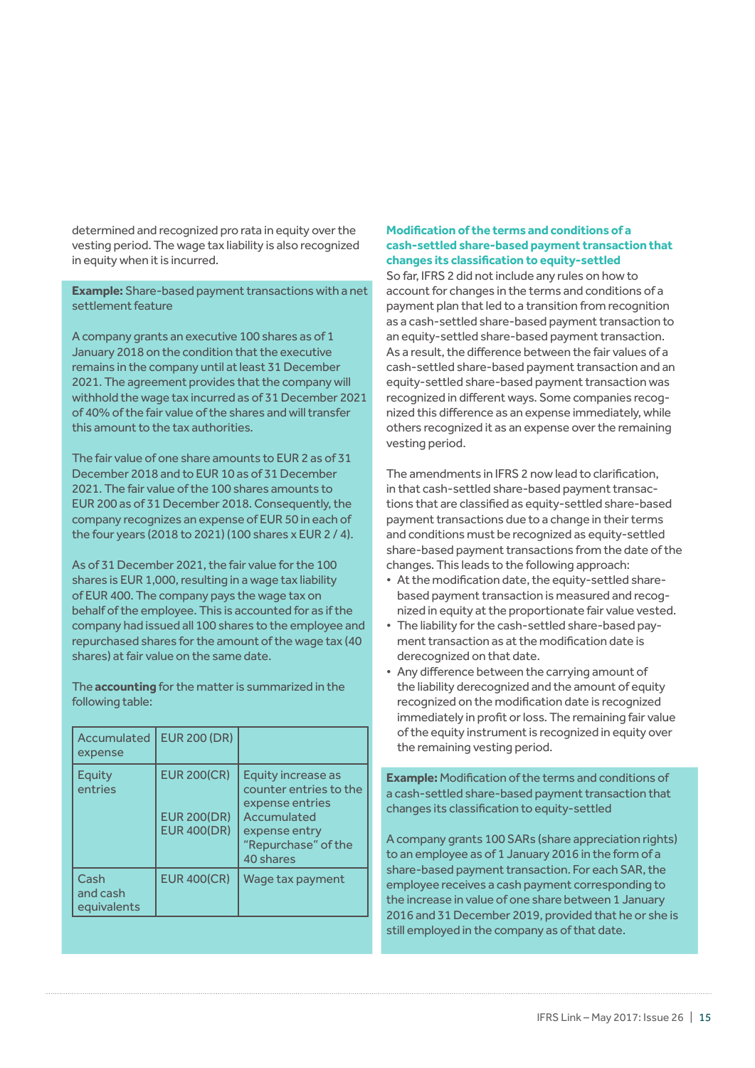determined and recognized pro rata in equity over the vesting period. The wage tax liability is also recognized in equity when it is incurred.

**Example:** Share-based payment transactions with a net settlement feature

A company grants an executive 100 shares as of 1 January 2018 on the condition that the executive remains in the company until at least 31 December 2021. The agreement provides that the company will withhold the wage tax incurred as of 31 December 2021 of 40% of the fair value of the shares and will transfer this amount to the tax authorities.

The fair value of one share amounts to EUR 2 as of 31 December 2018 and to EUR 10 as of 31 December 2021. The fair value of the 100 shares amounts to EUR 200 as of 31 December 2018. Consequently, the company recognizes an expense of EUR 50 in each of the four years (2018 to 2021) (100 shares x EUR 2 / 4).

As of 31 December 2021, the fair value for the 100 shares is EUR 1,000, resulting in a wage tax liability of EUR 400. The company pays the wage tax on behalf of the employee. This is accounted for as if the company had issued all 100 shares to the employee and repurchased shares for the amount of the wage tax (40 shares) at fair value on the same date.

The **accounting** for the matter is summarized in the following table:

| | | |
|---|---|---|
| Accumulated expense | EUR 200 (DR) | |
| Equity entries | EUR 200(CR)<br><br>EUR 200(DR)<br>EUR 400(DR) | Equity increase as counter entries to the expense entries<br>Accumulated expense entry<br>"Repurchase" of the 40 shares |
| Cash and cash equivalents | EUR 400(CR) | Wage tax payment |

### Modification of the terms and conditions of a cash-settled share-based payment transaction that changes its classification to equity-settled

So far, IFRS 2 did not include any rules on how to account for changes in the terms and conditions of a payment plan that led to a transition from recognition as a cash-settled share-based payment transaction to an equity-settled share-based payment transaction. As a result, the difference between the fair values of a cash-settled share-based payment transaction and an equity-settled share-based payment transaction was recognized in different ways. Some companies recognized this difference as an expense immediately, while others recognized it as an expense over the remaining vesting period.

The amendments in IFRS 2 now lead to clarification, in that cash-settled share-based payment transactions that are classified as equity-settled share-based payment transactions due to a change in their terms and conditions must be recognized as equity-settled share-based payment transactions from the date of the changes. This leads to the following approach:

- At the modification date, the equity-settled share-based payment transaction is measured and recognized in equity at the proportionate fair value vested.
- The liability for the cash-settled share-based payment transaction as at the modification date is derecognized on that date.
- Any difference between the carrying amount of the liability derecognized and the amount of equity recognized on the modification date is recognized immediately in profit or loss. The remaining fair value of the equity instrument is recognized in equity over the remaining vesting period.

**Example:** Modification of the terms and conditions of a cash-settled share-based payment transaction that changes its classification to equity-settled

A company grants 100 SARs (share appreciation rights) to an employee as of 1 January 2016 in the form of a share-based payment transaction. For each SAR, the employee receives a cash payment corresponding to the increase in value of one share between 1 January 2016 and 31 December 2019, provided that he or she is still employed in the company as of that date.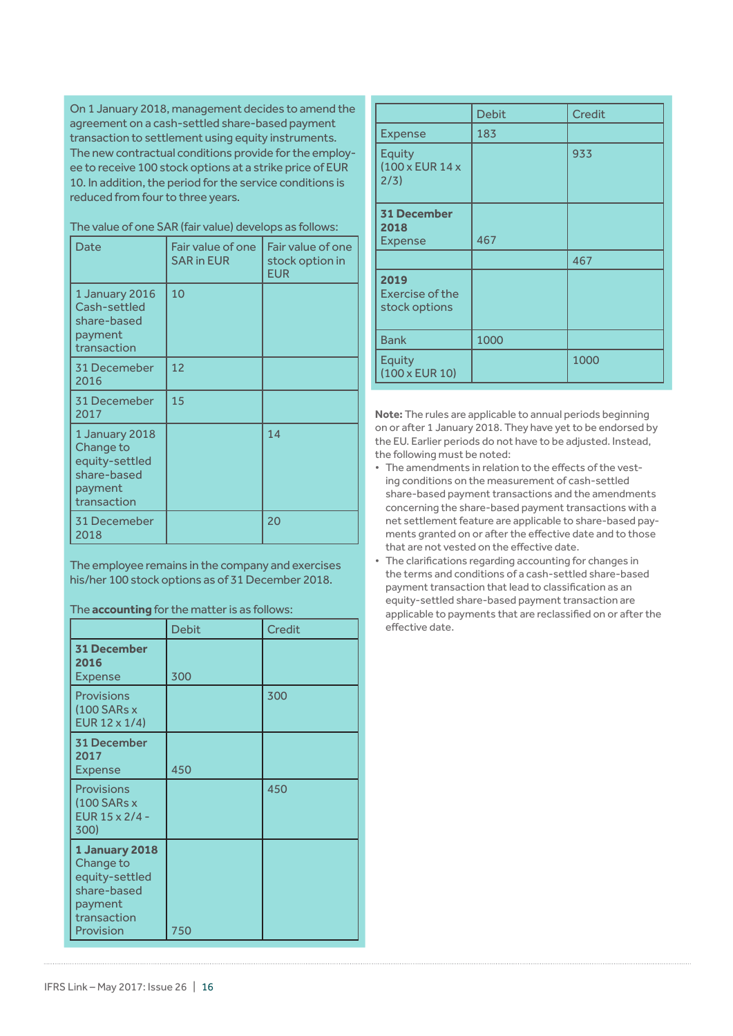On 1 January 2018, management decides to amend the agreement on a cash-settled share-based payment transaction to settlement using equity instruments. The new contractual conditions provide for the employee to receive 100 stock options at a strike price of EUR 10. In addition, the period for the service conditions is reduced from four to three years.

The value of one SAR (fair value) develops as follows:

| Date | Fair value of one SAR in EUR | Fair value of one stock option in EUR |
|---|---|---|
| 1 January 2016 Cash-settled share-based payment transaction | 10 | |
| 31 Decemeber 2016 | 12 | |
| 31 Decemeber 2017 | 15 | |
| 1 January 2018 Change to equity-settled share-based payment transaction | | 14 |
| 31 Decemeber 2018 | | 20 |

The employee remains in the company and exercises his/her 100 stock options as of 31 December 2018.

The **accounting** for the matter is as follows:

| | Debit | Credit |
|---|---|---|
| **31 December 2016** Expense | 300 | |
| Provisions (100 SARs x EUR 12 x 1/4) | | 300 |
| **31 December 2017** Expense | 450 | |
| Provisions (100 SARs x EUR 15 x 2/4 - 300) | | 450 |
| **1 January 2018** Change to equity-settled share-based payment transaction Provision | 750 | |
| Expense | 183 | |
| Equity (100 x EUR 14 x 2/3) | | 933 |
| **31 December 2018** Expense | 467 | |
| | | 467 |
| **2019** Exercise of the stock options | | |
| Bank | 1000 | |
| Equity (100 x EUR 10) | | 1000 |

**Note:** The rules are applicable to annual periods beginning on or after 1 January 2018. They have yet to be endorsed by the EU. Earlier periods do not have to be adjusted. Instead, the following must be noted:

- The amendments in relation to the effects of the vesting conditions on the measurement of cash-settled share-based payment transactions and the amendments concerning the share-based payment transactions with a net settlement feature are applicable to share-based payments granted on or after the effective date and to those that are not vested on the effective date.
- The clarifications regarding accounting for changes in the terms and conditions of a cash-settled share-based payment transaction that lead to classification as an equity-settled share-based payment transaction are applicable to payments that are reclassified on or after the effective date.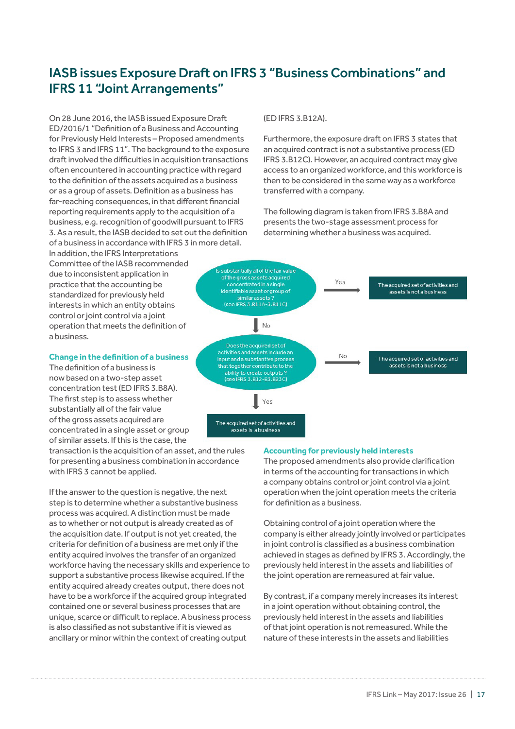# IASB issues Exposure Draft on IFRS 3 "Business Combinations" and IFRS 11 "Joint Arrangements"

On 28 June 2016, the IASB issued Exposure Draft ED/2016/1 "Definition of a Business and Accounting for Previously Held Interests – Proposed amendments to IFRS 3 and IFRS 11". The background to the exposure draft involved the difficulties in acquisition transactions often encountered in accounting practice with regard to the definition of the assets acquired as a business or as a group of assets. Definition as a business has far-reaching consequences, in that different financial reporting requirements apply to the acquisition of a business, e.g. recognition of goodwill pursuant to IFRS 3. As a result, the IASB decided to set out the definition of a business in accordance with IFRS 3 in more detail. In addition, the IFRS Interpretations Committee of the IASB recommended due to inconsistent application in practice that the accounting be standardized for previously held interests in which an entity obtains control or joint control via a joint operation that meets the definition of a business.

## Change in the definition of a business

The definition of a business is now based on a two-step asset concentration test (ED IFRS 3.B8A). The first step is to assess whether substantially all of the fair value of the gross assets acquired are concentrated in a single asset or group of similar assets. If this is the case, the transaction is the acquisition of an asset, and the rules for presenting a business combination in accordance with IFRS 3 cannot be applied.

If the answer to the question is negative, the next step is to determine whether a substantive business process was acquired. A distinction must be made as to whether or not output is already created as of the acquisition date. If output is not yet created, the criteria for definition of a business are met only if the entity acquired involves the transfer of an organized workforce having the necessary skills and experience to support a substantive process likewise acquired. If the entity acquired already creates output, there does not have to be a workforce if the acquired group integrated contained one or several business processes that are unique, scarce or difficult to replace. A business process is also classified as not substantive if it is viewed as ancillary or minor within the context of creating output (ED IFRS 3.B12A).

Furthermore, the exposure draft on IFRS 3 states that an acquired contract is not a substantive process (ED IFRS 3.B12C). However, an acquired contract may give access to an organized workforce, and this workforce is then to be considered in the same way as a workforce transferred with a company.

The following diagram is taken from IFRS 3.B8A and presents the two-stage assessment process for determining whether a business was acquired.

Is substantially all of the fair value of the gross assets acquired concentrated in a single identifiable asset or group of similar assets? (see IFRS 3.B11A-3.B11C)
- Yes → The acquired set of activities and assets is not a business
- No ↓

Does the acquired set of activities and assets include an input and a substantive process that together contribute to the ability to create outputs? (see IFRS 3.B12-B3.B23C)
- No → The acquired set of activities and assets is not a business
- Yes ↓

The acquired set of activities and assets is a business

## Accounting for previously held interests

The proposed amendments also provide clarification in terms of the accounting for transactions in which a company obtains control or joint control via a joint operation when the joint operation meets the criteria for definition as a business.

Obtaining control of a joint operation where the company is either already jointly involved or participates in joint control is classified as a business combination achieved in stages as defined by IFRS 3. Accordingly, the previously held interest in the assets and liabilities of the joint operation are remeasured at fair value.

By contrast, if a company merely increases its interest in a joint operation without obtaining control, the previously held interest in the assets and liabilities of that joint operation is not remeasured. While the nature of these interests in the assets and liabilities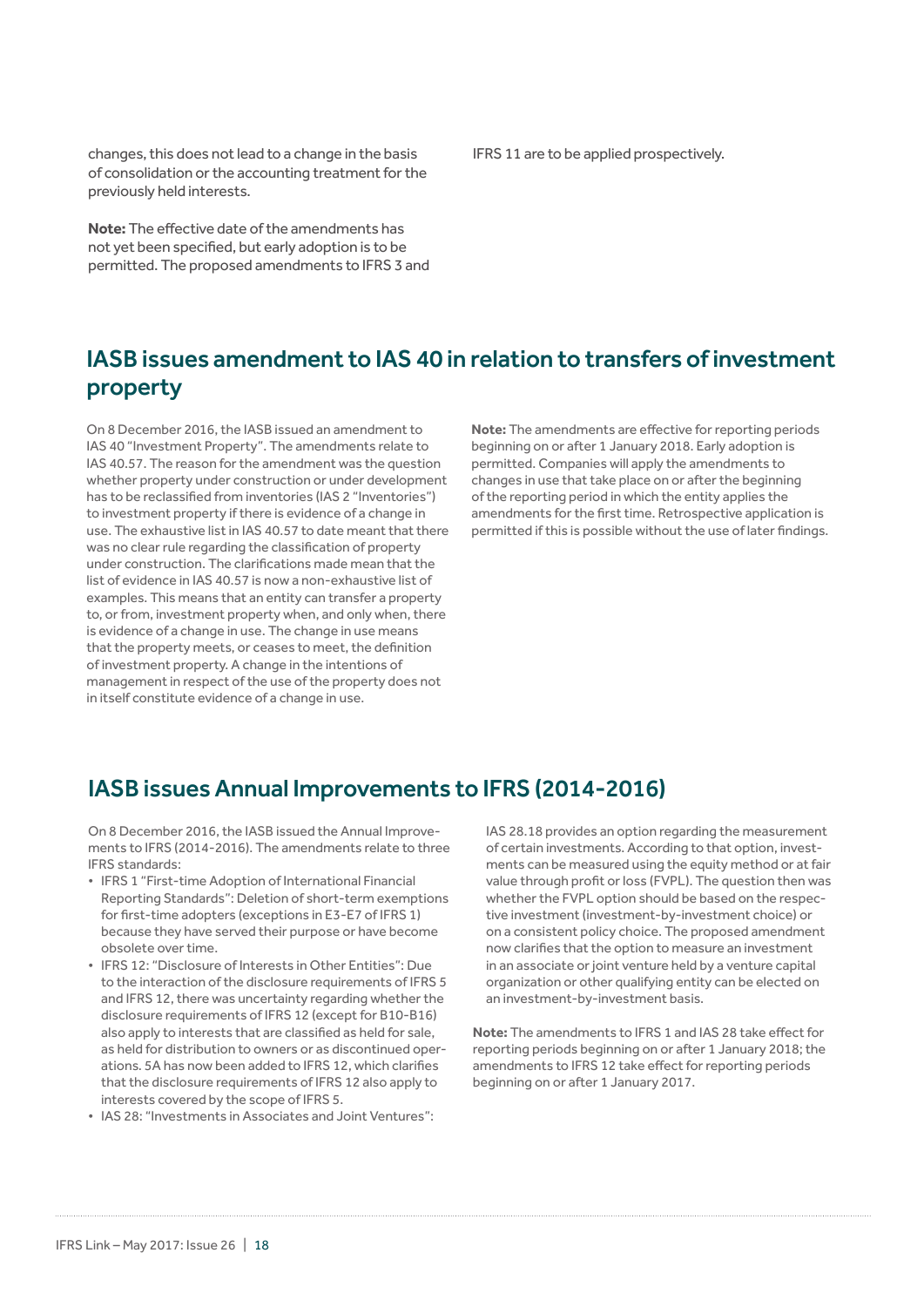changes, this does not lead to a change in the basis of consolidation or the accounting treatment for the previously held interests.

**Note:** The effective date of the amendments has not yet been specified, but early adoption is to be permitted. The proposed amendments to IFRS 3 and IFRS 11 are to be applied prospectively.

## IASB issues amendment to IAS 40 in relation to transfers of investment property

On 8 December 2016, the IASB issued an amendment to IAS 40 "Investment Property". The amendments relate to IAS 40.57. The reason for the amendment was the question whether property under construction or under development has to be reclassified from inventories (IAS 2 "Inventories") to investment property if there is evidence of a change in use. The exhaustive list in IAS 40.57 to date meant that there was no clear rule regarding the classification of property under construction. The clarifications made mean that the list of evidence in IAS 40.57 is now a non-exhaustive list of examples. This means that an entity can transfer a property to, or from, investment property when, and only when, there is evidence of a change in use. The change in use means that the property meets, or ceases to meet, the definition of investment property. A change in the intentions of management in respect of the use of the property does not in itself constitute evidence of a change in use.

**Note:** The amendments are effective for reporting periods beginning on or after 1 January 2018. Early adoption is permitted. Companies will apply the amendments to changes in use that take place on or after the beginning of the reporting period in which the entity applies the amendments for the first time. Retrospective application is permitted if this is possible without the use of later findings.

## IASB issues Annual Improvements to IFRS (2014-2016)

On 8 December 2016, the IASB issued the Annual Improvements to IFRS (2014-2016). The amendments relate to three IFRS standards:

- IFRS 1 "First-time Adoption of International Financial Reporting Standards": Deletion of short-term exemptions for first-time adopters (exceptions in E3-E7 of IFRS 1) because they have served their purpose or have become obsolete over time.
- IFRS 12: "Disclosure of Interests in Other Entities": Due to the interaction of the disclosure requirements of IFRS 5 and IFRS 12, there was uncertainty regarding whether the disclosure requirements of IFRS 12 (except for B10-B16) also apply to interests that are classified as held for sale, as held for distribution to owners or as discontinued operations. 5A has now been added to IFRS 12, which clarifies that the disclosure requirements of IFRS 12 also apply to interests covered by the scope of IFRS 5.
- IAS 28: "Investments in Associates and Joint Ventures": IAS 28.18 provides an option regarding the measurement of certain investments. According to that option, investments can be measured using the equity method or at fair value through profit or loss (FVPL). The question then was whether the FVPL option should be based on the respective investment (investment-by-investment choice) or on a consistent policy choice. The proposed amendment now clarifies that the option to measure an investment in an associate or joint venture held by a venture capital organization or other qualifying entity can be elected on an investment-by-investment basis.

**Note:** The amendments to IFRS 1 and IAS 28 take effect for reporting periods beginning on or after 1 January 2018; the amendments to IFRS 12 take effect for reporting periods beginning on or after 1 January 2017.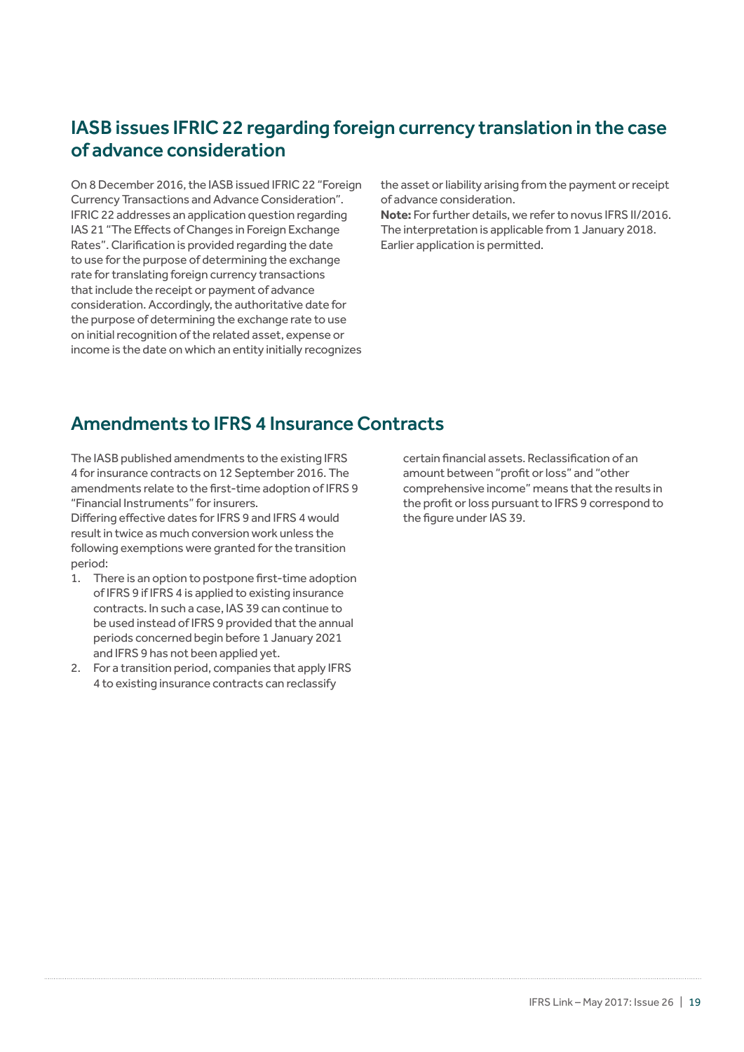## IASB issues IFRIC 22 regarding foreign currency translation in the case of advance consideration

On 8 December 2016, the IASB issued IFRIC 22 "Foreign Currency Transactions and Advance Consideration". IFRIC 22 addresses an application question regarding IAS 21 "The Effects of Changes in Foreign Exchange Rates". Clarification is provided regarding the date to use for the purpose of determining the exchange rate for translating foreign currency transactions that include the receipt or payment of advance consideration. Accordingly, the authoritative date for the purpose of determining the exchange rate to use on initial recognition of the related asset, expense or income is the date on which an entity initially recognizes the asset or liability arising from the payment or receipt of advance consideration.

**Note:** For further details, we refer to novus IFRS II/2016. The interpretation is applicable from 1 January 2018. Earlier application is permitted.

## Amendments to IFRS 4 Insurance Contracts

The IASB published amendments to the existing IFRS 4 for insurance contracts on 12 September 2016. The amendments relate to the first-time adoption of IFRS 9 "Financial Instruments" for insurers.

Differing effective dates for IFRS 9 and IFRS 4 would result in twice as much conversion work unless the following exemptions were granted for the transition period:

1. There is an option to postpone first-time adoption of IFRS 9 if IFRS 4 is applied to existing insurance contracts. In such a case, IAS 39 can continue to be used instead of IFRS 9 provided that the annual periods concerned begin before 1 January 2021 and IFRS 9 has not been applied yet.
2. For a transition period, companies that apply IFRS 4 to existing insurance contracts can reclassify certain financial assets. Reclassification of an amount between "profit or loss" and "other comprehensive income" means that the results in the profit or loss pursuant to IFRS 9 correspond to the figure under IAS 39.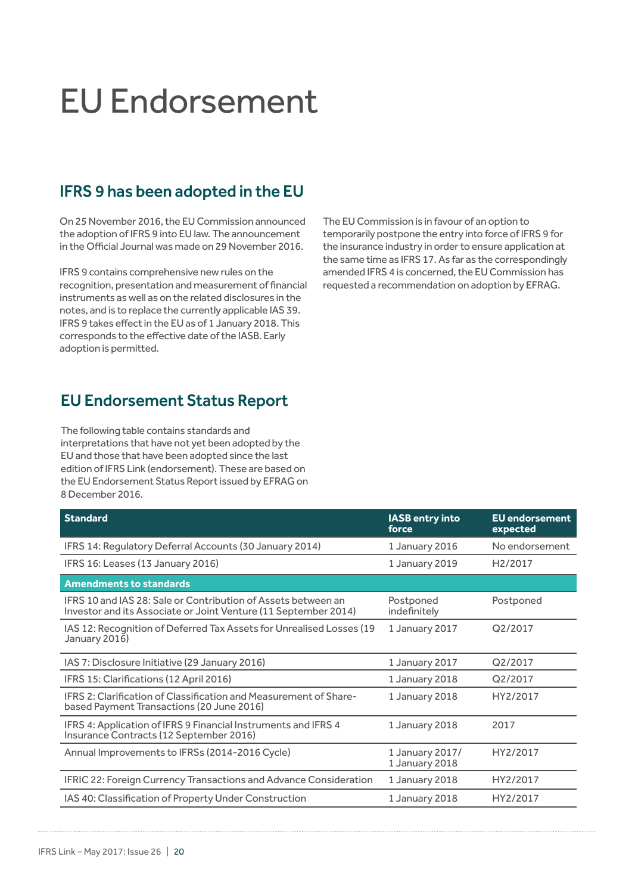# EU Endorsement

## IFRS 9 has been adopted in the EU

On 25 November 2016, the EU Commission announced the adoption of IFRS 9 into EU law. The announcement in the Official Journal was made on 29 November 2016.

IFRS 9 contains comprehensive new rules on the recognition, presentation and measurement of financial instruments as well as on the related disclosures in the notes, and is to replace the currently applicable IAS 39. IFRS 9 takes effect in the EU as of 1 January 2018. This corresponds to the effective date of the IASB. Early adoption is permitted.

The EU Commission is in favour of an option to temporarily postpone the entry into force of IFRS 9 for the insurance industry in order to ensure application at the same time as IFRS 17. As far as the correspondingly amended IFRS 4 is concerned, the EU Commission has requested a recommendation on adoption by EFRAG.

## EU Endorsement Status Report

The following table contains standards and interpretations that have not yet been adopted by the EU and those that have been adopted since the last edition of IFRS Link (endorsement). These are based on the EU Endorsement Status Report issued by EFRAG on 8 December 2016.

| Standard | IASB entry into force | EU endorsement expected |
|---|---|---|
| IFRS 14: Regulatory Deferral Accounts (30 January 2014) | 1 January 2016 | No endorsement |
| IFRS 16: Leases (13 January 2016) | 1 January 2019 | H2/2017 |
| **Amendments to standards** | | |
| IFRS 10 and IAS 28: Sale or Contribution of Assets between an Investor and its Associate or Joint Venture (11 September 2014) | Postponed indefinitely | Postponed |
| IAS 12: Recognition of Deferred Tax Assets for Unrealised Losses (19 January 2016) | 1 January 2017 | Q2/2017 |
| IAS 7: Disclosure Initiative (29 January 2016) | 1 January 2017 | Q2/2017 |
| IFRS 15: Clarifications (12 April 2016) | 1 January 2018 | Q2/2017 |
| IFRS 2: Clarification of Classification and Measurement of Share-based Payment Transactions (20 June 2016) | 1 January 2018 | HY2/2017 |
| IFRS 4: Application of IFRS 9 Financial Instruments and IFRS 4 Insurance Contracts (12 September 2016) | 1 January 2018 | 2017 |
| Annual Improvements to IFRSs (2014-2016 Cycle) | 1 January 2017/ 1 January 2018 | HY2/2017 |
| IFRIC 22: Foreign Currency Transactions and Advance Consideration | 1 January 2018 | HY2/2017 |
| IAS 40: Classification of Property Under Construction | 1 January 2018 | HY2/2017 |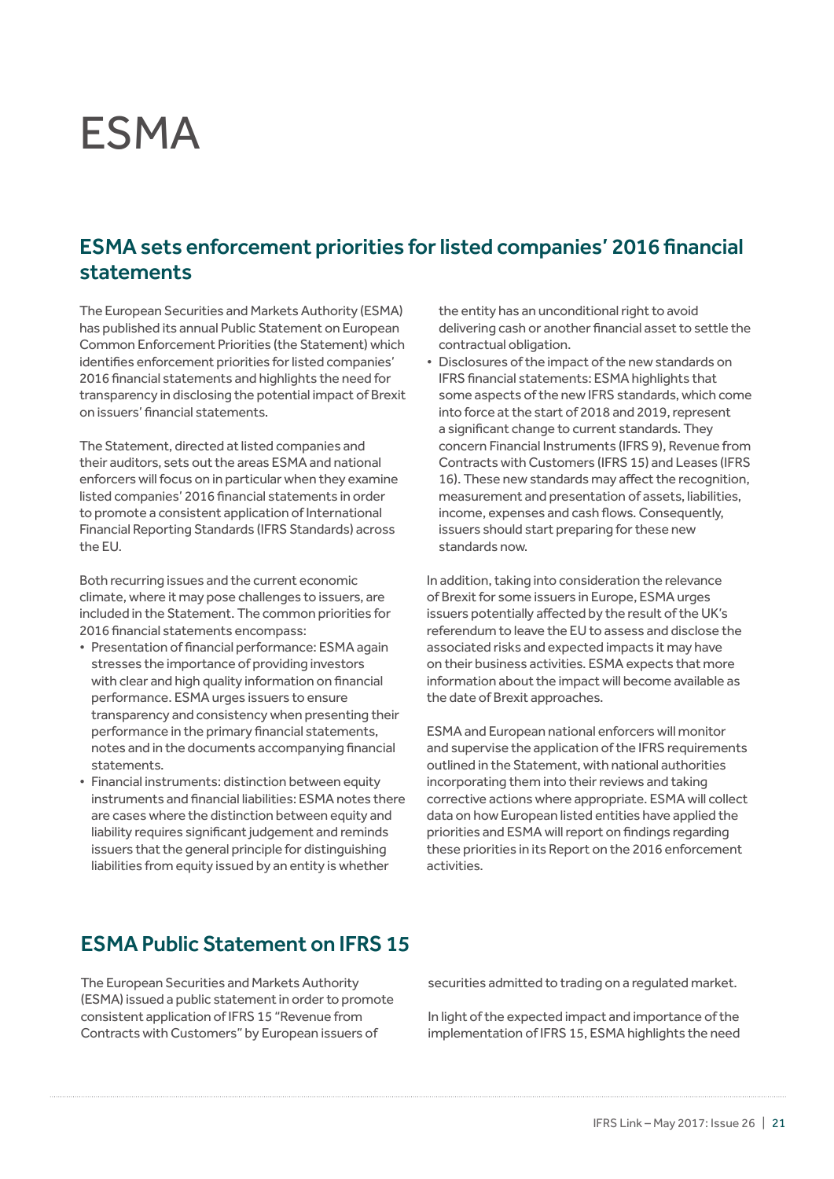# ESMA

## ESMA sets enforcement priorities for listed companies' 2016 financial statements

The European Securities and Markets Authority (ESMA) has published its annual Public Statement on European Common Enforcement Priorities (the Statement) which identifies enforcement priorities for listed companies' 2016 financial statements and highlights the need for transparency in disclosing the potential impact of Brexit on issuers' financial statements.

The Statement, directed at listed companies and their auditors, sets out the areas ESMA and national enforcers will focus on in particular when they examine listed companies' 2016 financial statements in order to promote a consistent application of International Financial Reporting Standards (IFRS Standards) across the EU.

Both recurring issues and the current economic climate, where it may pose challenges to issuers, are included in the Statement. The common priorities for 2016 financial statements encompass:

- Presentation of financial performance: ESMA again stresses the importance of providing investors with clear and high quality information on financial performance. ESMA urges issuers to ensure transparency and consistency when presenting their performance in the primary financial statements, notes and in the documents accompanying financial statements.
- Financial instruments: distinction between equity instruments and financial liabilities: ESMA notes there are cases where the distinction between equity and liability requires significant judgement and reminds issuers that the general principle for distinguishing liabilities from equity issued by an entity is whether the entity has an unconditional right to avoid delivering cash or another financial asset to settle the contractual obligation.
- Disclosures of the impact of the new standards on IFRS financial statements: ESMA highlights that some aspects of the new IFRS standards, which come into force at the start of 2018 and 2019, represent a significant change to current standards. They concern Financial Instruments (IFRS 9), Revenue from Contracts with Customers (IFRS 15) and Leases (IFRS 16). These new standards may affect the recognition, measurement and presentation of assets, liabilities, income, expenses and cash flows. Consequently, issuers should start preparing for these new standards now.

In addition, taking into consideration the relevance of Brexit for some issuers in Europe, ESMA urges issuers potentially affected by the result of the UK's referendum to leave the EU to assess and disclose the associated risks and expected impacts it may have on their business activities. ESMA expects that more information about the impact will become available as the date of Brexit approaches.

ESMA and European national enforcers will monitor and supervise the application of the IFRS requirements outlined in the Statement, with national authorities incorporating them into their reviews and taking corrective actions where appropriate. ESMA will collect data on how European listed entities have applied the priorities and ESMA will report on findings regarding these priorities in its Report on the 2016 enforcement activities.

## ESMA Public Statement on IFRS 15

The European Securities and Markets Authority (ESMA) issued a public statement in order to promote consistent application of IFRS 15 "Revenue from Contracts with Customers" by European issuers of securities admitted to trading on a regulated market.

In light of the expected impact and importance of the implementation of IFRS 15, ESMA highlights the need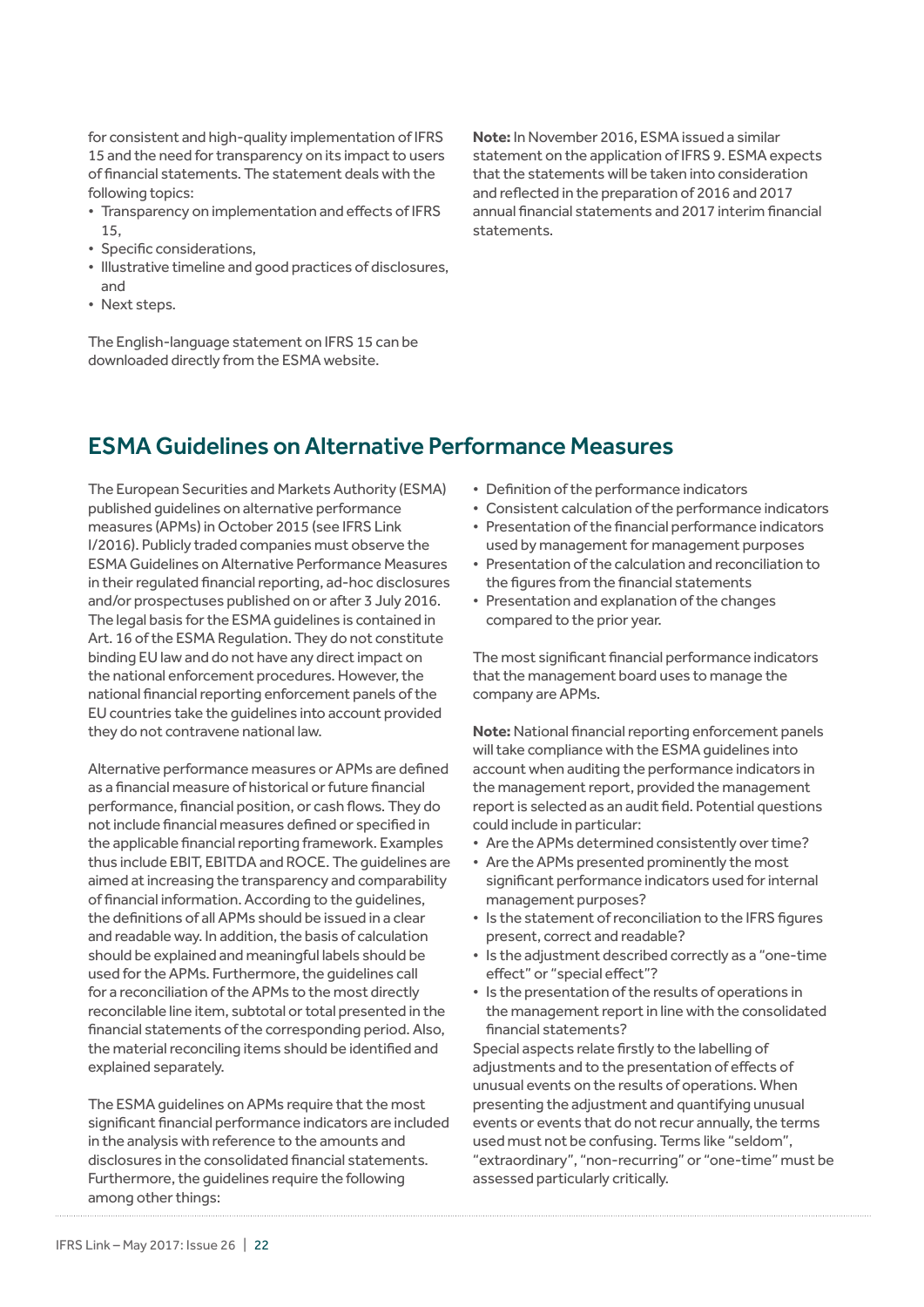for consistent and high-quality implementation of IFRS 15 and the need for transparency on its impact to users of financial statements. The statement deals with the following topics:

- Transparency on implementation and effects of IFRS 15,
- Specific considerations,
- Illustrative timeline and good practices of disclosures, and
- Next steps.

The English-language statement on IFRS 15 can be downloaded directly from the ESMA website.

**Note:** In November 2016, ESMA issued a similar statement on the application of IFRS 9. ESMA expects that the statements will be taken into consideration and reflected in the preparation of 2016 and 2017 annual financial statements and 2017 interim financial statements.

## ESMA Guidelines on Alternative Performance Measures

The European Securities and Markets Authority (ESMA) published guidelines on alternative performance measures (APMs) in October 2015 (see IFRS Link I/2016). Publicly traded companies must observe the ESMA Guidelines on Alternative Performance Measures in their regulated financial reporting, ad-hoc disclosures and/or prospectuses published on or after 3 July 2016. The legal basis for the ESMA guidelines is contained in Art. 16 of the ESMA Regulation. They do not constitute binding EU law and do not have any direct impact on the national enforcement procedures. However, the national financial reporting enforcement panels of the EU countries take the guidelines into account provided they do not contravene national law.

Alternative performance measures or APMs are defined as a financial measure of historical or future financial performance, financial position, or cash flows. They do not include financial measures defined or specified in the applicable financial reporting framework. Examples thus include EBIT, EBITDA and ROCE. The guidelines are aimed at increasing the transparency and comparability of financial information. According to the guidelines, the definitions of all APMs should be issued in a clear and readable way. In addition, the basis of calculation should be explained and meaningful labels should be used for the APMs. Furthermore, the guidelines call for a reconciliation of the APMs to the most directly reconcilable line item, subtotal or total presented in the financial statements of the corresponding period. Also, the material reconciling items should be identified and explained separately.

The ESMA guidelines on APMs require that the most significant financial performance indicators are included in the analysis with reference to the amounts and disclosures in the consolidated financial statements. Furthermore, the guidelines require the following among other things:

- Definition of the performance indicators
- Consistent calculation of the performance indicators
- Presentation of the financial performance indicators used by management for management purposes
- Presentation of the calculation and reconciliation to the figures from the financial statements
- Presentation and explanation of the changes compared to the prior year.

The most significant financial performance indicators that the management board uses to manage the company are APMs.

**Note:** National financial reporting enforcement panels will take compliance with the ESMA guidelines into account when auditing the performance indicators in the management report, provided the management report is selected as an audit field. Potential questions could include in particular:

- Are the APMs determined consistently over time?
- Are the APMs presented prominently the most significant performance indicators used for internal management purposes?
- Is the statement of reconciliation to the IFRS figures present, correct and readable?
- Is the adjustment described correctly as a "one-time effect" or "special effect"?
- Is the presentation of the results of operations in the management report in line with the consolidated financial statements?

Special aspects relate firstly to the labelling of adjustments and to the presentation of effects of unusual events on the results of operations. When presenting the adjustment and quantifying unusual events or events that do not recur annually, the terms used must not be confusing. Terms like "seldom", "extraordinary", "non-recurring" or "one-time" must be assessed particularly critically.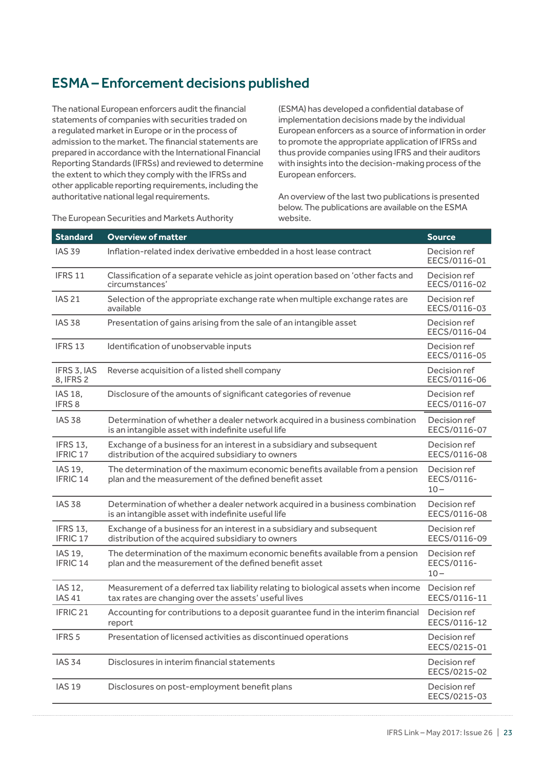## ESMA – Enforcement decisions published

The national European enforcers audit the financial statements of companies with securities traded on a regulated market in Europe or in the process of admission to the market. The financial statements are prepared in accordance with the International Financial Reporting Standards (IFRSs) and reviewed to determine the extent to which they comply with the IFRSs and other applicable reporting requirements, including the authoritative national legal requirements.

The European Securities and Markets Authority (ESMA) has developed a confidential database of implementation decisions made by the individual European enforcers as a source of information in order to promote the appropriate application of IFRSs and thus provide companies using IFRS and their auditors with insights into the decision-making process of the European enforcers.

An overview of the last two publications is presented below. The publications are available on the ESMA website.

| Standard | Overview of matter | Source |
|---|---|---|
| IAS 39 | Inflation-related index derivative embedded in a host lease contract | Decision ref EECS/0116-01 |
| IFRS 11 | Classification of a separate vehicle as joint operation based on 'other facts and circumstances' | Decision ref EECS/0116-02 |
| IAS 21 | Selection of the appropriate exchange rate when multiple exchange rates are available | Decision ref EECS/0116-03 |
| IAS 38 | Presentation of gains arising from the sale of an intangible asset | Decision ref EECS/0116-04 |
| IFRS 13 | Identification of unobservable inputs | Decision ref EECS/0116-05 |
| IFRS 3, IAS 8, IFRS 2 | Reverse acquisition of a listed shell company | Decision ref EECS/0116-06 |
| IAS 18, IFRS 8 | Disclosure of the amounts of significant categories of revenue | Decision ref EECS/0116-07 |
| IAS 38 | Determination of whether a dealer network acquired in a business combination is an intangible asset with indefinite useful life | Decision ref EECS/0116-07 |
| IFRS 13, IFRIC 17 | Exchange of a business for an interest in a subsidiary and subsequent distribution of the acquired subsidiary to owners | Decision ref EECS/0116-08 |
| IAS 19, IFRIC 14 | The determination of the maximum economic benefits available from a pension plan and the measurement of the defined benefit asset | Decision ref EECS/0116-10 – |
| IAS 38 | Determination of whether a dealer network acquired in a business combination is an intangible asset with indefinite useful life | Decision ref EECS/0116-08 |
| IFRS 13, IFRIC 17 | Exchange of a business for an interest in a subsidiary and subsequent distribution of the acquired subsidiary to owners | Decision ref EECS/0116-09 |
| IAS 19, IFRIC 14 | The determination of the maximum economic benefits available from a pension plan and the measurement of the defined benefit asset | Decision ref EECS/0116-10 – |
| IAS 12, IAS 41 | Measurement of a deferred tax liability relating to biological assets when income tax rates are changing over the assets' useful lives | Decision ref EECS/0116-11 |
| IFRIC 21 | Accounting for contributions to a deposit guarantee fund in the interim financial report | Decision ref EECS/0116-12 |
| IFRS 5 | Presentation of licensed activities as discontinued operations | Decision ref EECS/0215-01 |
| IAS 34 | Disclosures in interim financial statements | Decision ref EECS/0215-02 |
| IAS 19 | Disclosures on post-employment benefit plans | Decision ref EECS/0215-03 |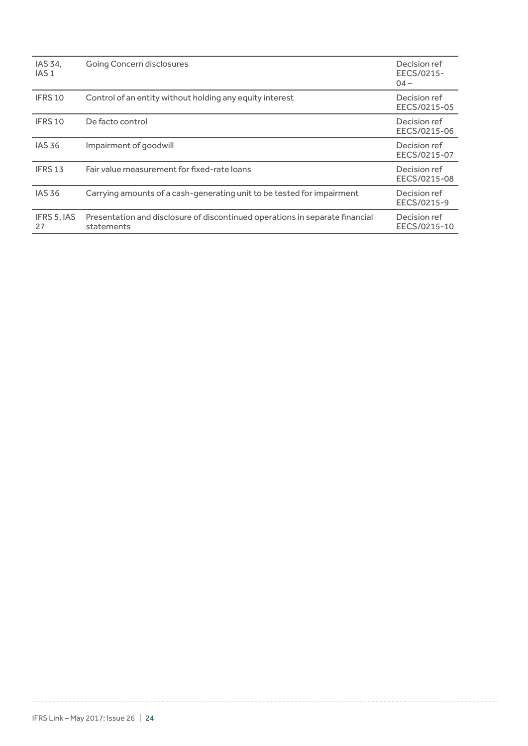| | | |
|---|---|---|
| IAS 34, IAS 1 | Going Concern disclosures | Decision ref EECS/0215-04 – |
| IFRS 10 | Control of an entity without holding any equity interest | Decision ref EECS/0215-05 |
| IFRS 10 | De facto control | Decision ref EECS/0215-06 |
| IAS 36 | Impairment of goodwill | Decision ref EECS/0215-07 |
| IFRS 13 | Fair value measurement for fixed-rate loans | Decision ref EECS/0215-08 |
| IAS 36 | Carrying amounts of a cash-generating unit to be tested for impairment | Decision ref EECS/0215-9 |
| IFRS 5, IAS 27 | Presentation and disclosure of discontinued operations in separate financial statements | Decision ref EECS/0215-10 |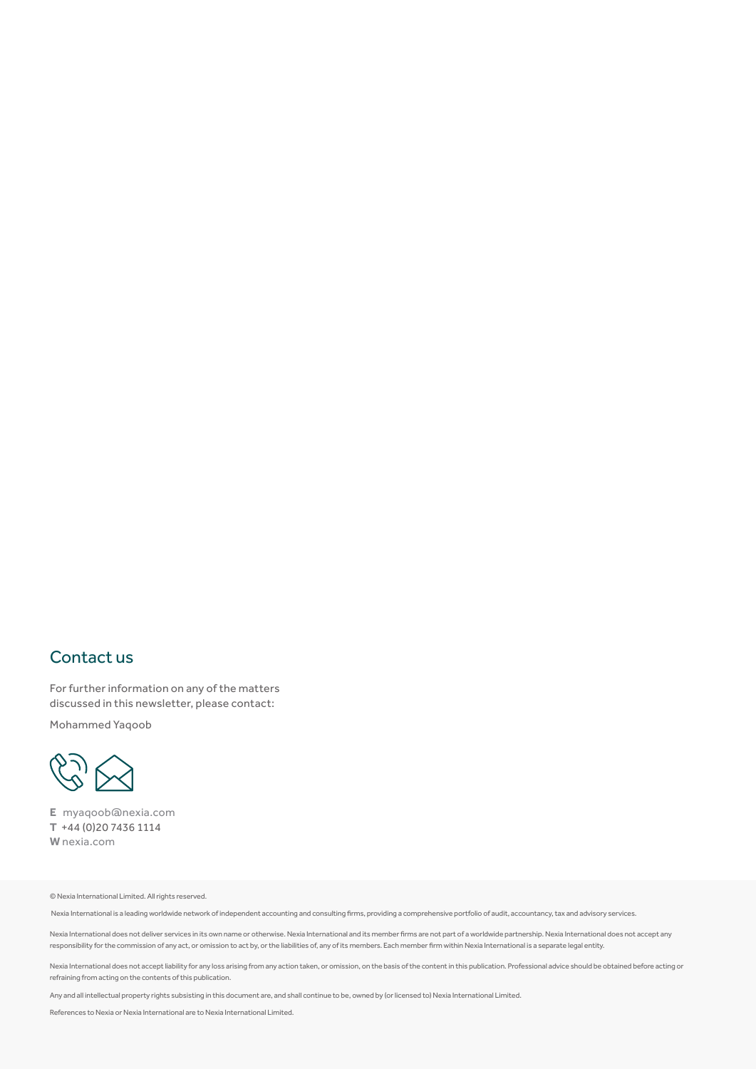## Contact us

For further information on any of the matters discussed in this newsletter, please contact:

Mohammed Yaqoob

**E** myaqoob@nexia.com
**T** +44 (0)20 7436 1114
**W** nexia.com

© Nexia International Limited. All rights reserved.

Nexia International is a leading worldwide network of independent accounting and consulting firms, providing a comprehensive portfolio of audit, accountancy, tax and advisory services.

Nexia International does not deliver services in its own name or otherwise. Nexia International and its member firms are not part of a worldwide partnership. Nexia International does not accept any responsibility for the commission of any act, or omission to act by, or the liabilities of, any of its members. Each member firm within Nexia International is a separate legal entity.

Nexia International does not accept liability for any loss arising from any action taken, or omission, on the basis of the content in this publication. Professional advice should be obtained before acting or refraining from acting on the contents of this publication.

Any and all intellectual property rights subsisting in this document are, and shall continue to be, owned by (or licensed to) Nexia International Limited.

References to Nexia or Nexia International are to Nexia International Limited.